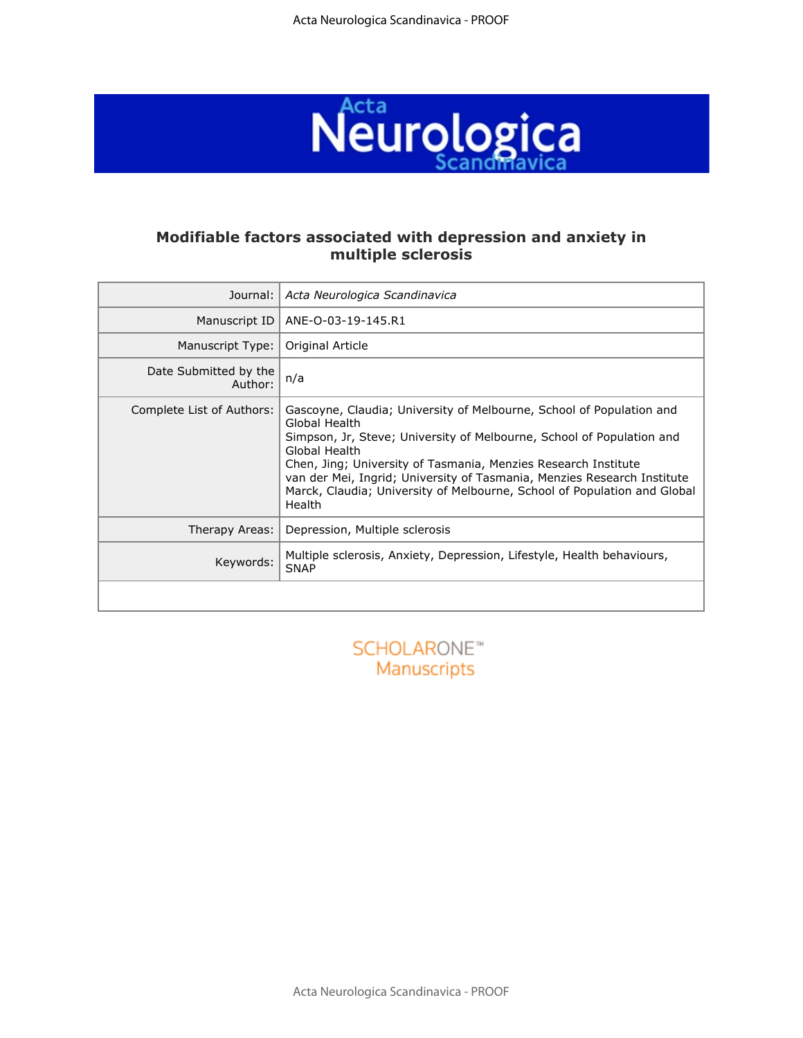# Modifiable factors associated with depression and anxiety in multiple sclerosis

| | |
|---|---|
| Journal: | *Acta Neurologica Scandinavica* |
| Manuscript ID | ANE-O-03-19-145.R1 |
| Manuscript Type: | Original Article |
| Date Submitted by the Author: | n/a |
| Complete List of Authors: | Gascoyne, Claudia; University of Melbourne, School of Population and Global Health<br>Simpson, Jr, Steve; University of Melbourne, School of Population and Global Health<br>Chen, Jing; University of Tasmania, Menzies Research Institute<br>van der Mei, Ingrid; University of Tasmania, Menzies Research Institute<br>Marck, Claudia; University of Melbourne, School of Population and Global Health |
| Therapy Areas: | Depression, Multiple sclerosis |
| Keywords: | Multiple sclerosis, Anxiety, Depression, Lifestyle, Health behaviours, SNAP |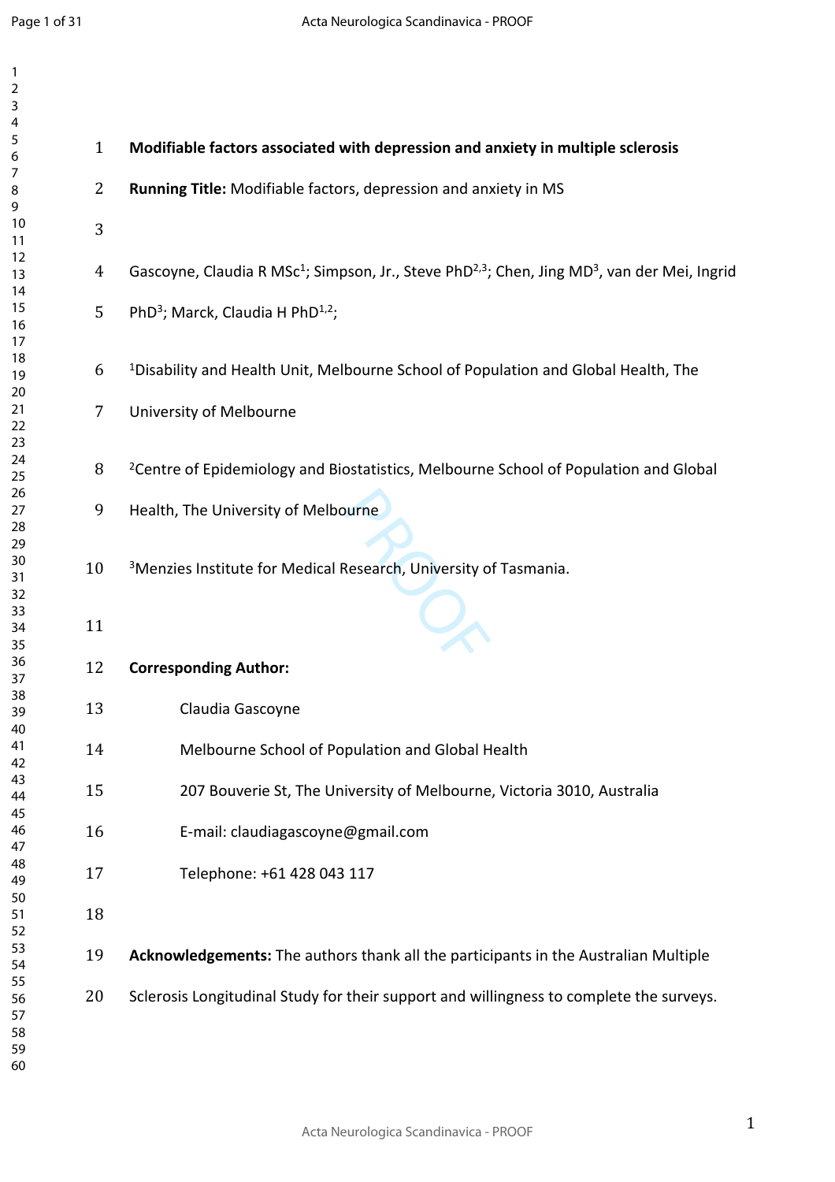**Modifiable factors associated with depression and anxiety in multiple sclerosis**

**Running Title:** Modifiable factors, depression and anxiety in MS

Gascoyne, Claudia R MSc[1]; Simpson, Jr., Steve PhD[2,3]; Chen, Jing MD[3], van der Mei, Ingrid PhD[3]; Marck, Claudia H PhD[1,2];

[1]Disability and Health Unit, Melbourne School of Population and Global Health, The University of Melbourne

[2]Centre of Epidemiology and Biostatistics, Melbourne School of Population and Global Health, The University of Melbourne

[3]Menzies Institute for Medical Research, University of Tasmania.

**Corresponding Author:**

Claudia Gascoyne

Melbourne School of Population and Global Health

207 Bouverie St, The University of Melbourne, Victoria 3010, Australia

E-mail: claudiagascoyne@gmail.com

Telephone: +61 428 043 117

**Acknowledgements:** The authors thank all the participants in the Australian Multiple Sclerosis Longitudinal Study for their support and willingness to complete the surveys.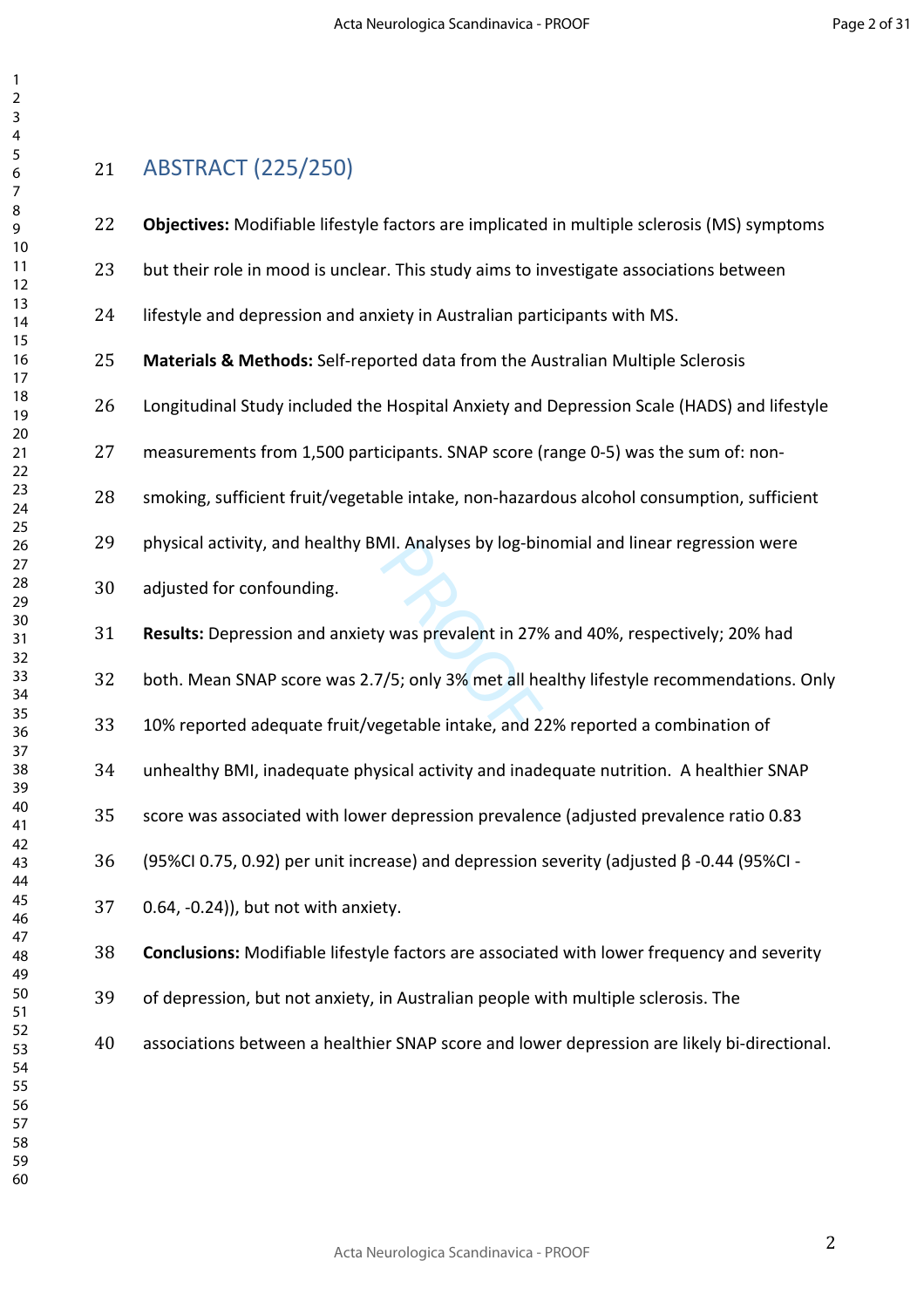# ABSTRACT (225/250)

**Objectives:** Modifiable lifestyle factors are implicated in multiple sclerosis (MS) symptoms but their role in mood is unclear. This study aims to investigate associations between lifestyle and depression and anxiety in Australian participants with MS.

**Materials & Methods:** Self-reported data from the Australian Multiple Sclerosis Longitudinal Study included the Hospital Anxiety and Depression Scale (HADS) and lifestyle measurements from 1,500 participants. SNAP score (range 0-5) was the sum of: non-smoking, sufficient fruit/vegetable intake, non-hazardous alcohol consumption, sufficient physical activity, and healthy BMI. Analyses by log-binomial and linear regression were adjusted for confounding.

**Results:** Depression and anxiety was prevalent in 27% and 40%, respectively; 20% had both. Mean SNAP score was 2.7/5; only 3% met all healthy lifestyle recommendations. Only 10% reported adequate fruit/vegetable intake, and 22% reported a combination of unhealthy BMI, inadequate physical activity and inadequate nutrition. A healthier SNAP score was associated with lower depression prevalence (adjusted prevalence ratio 0.83 (95%CI 0.75, 0.92) per unit increase) and depression severity (adjusted β -0.44 (95%CI -0.64, -0.24)), but not with anxiety.

**Conclusions:** Modifiable lifestyle factors are associated with lower frequency and severity of depression, but not anxiety, in Australian people with multiple sclerosis. The associations between a healthier SNAP score and lower depression are likely bi-directional.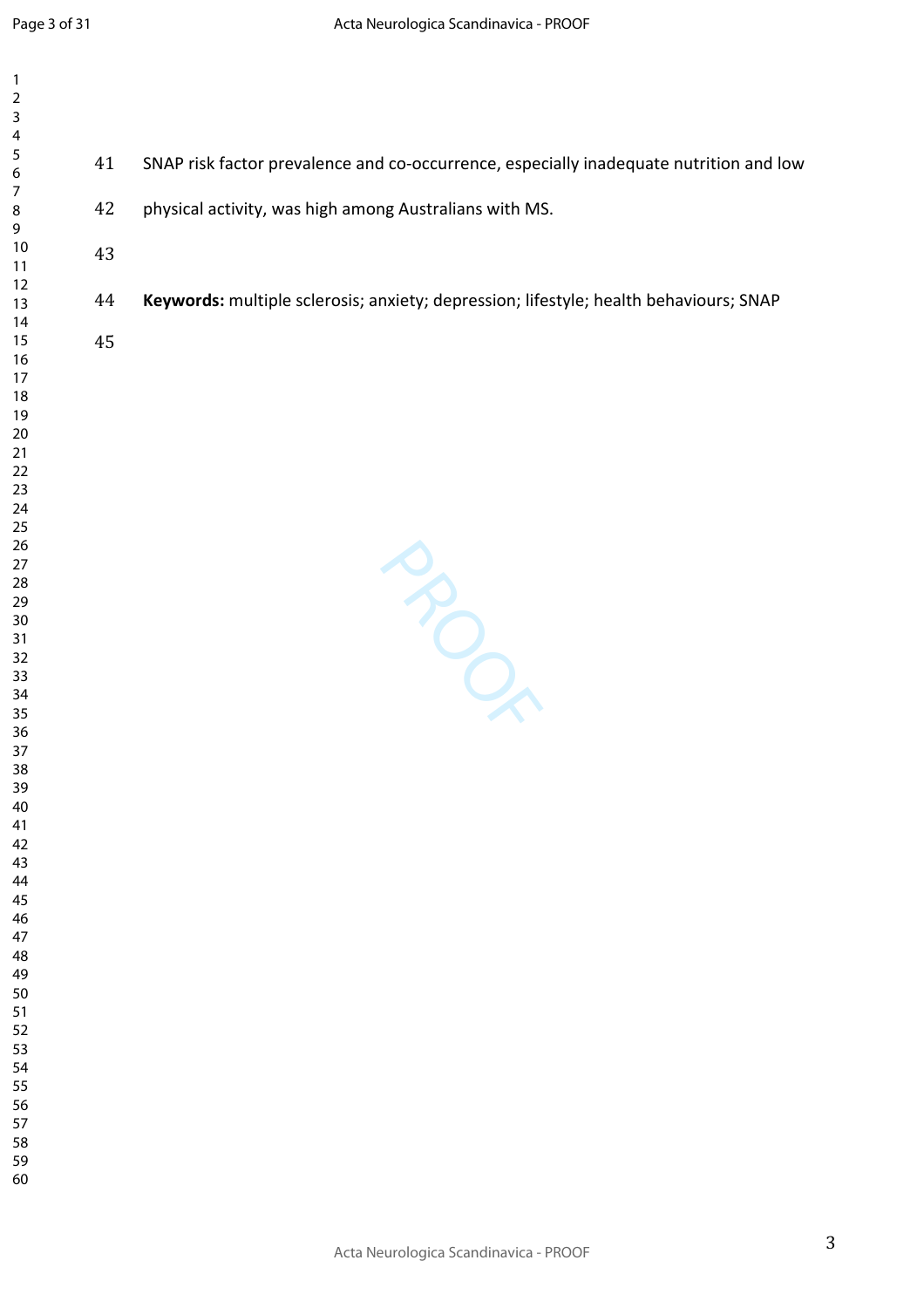SNAP risk factor prevalence and co-occurrence, especially inadequate nutrition and low physical activity, was high among Australians with MS.

**Keywords:** multiple sclerosis; anxiety; depression; lifestyle; health behaviours; SNAP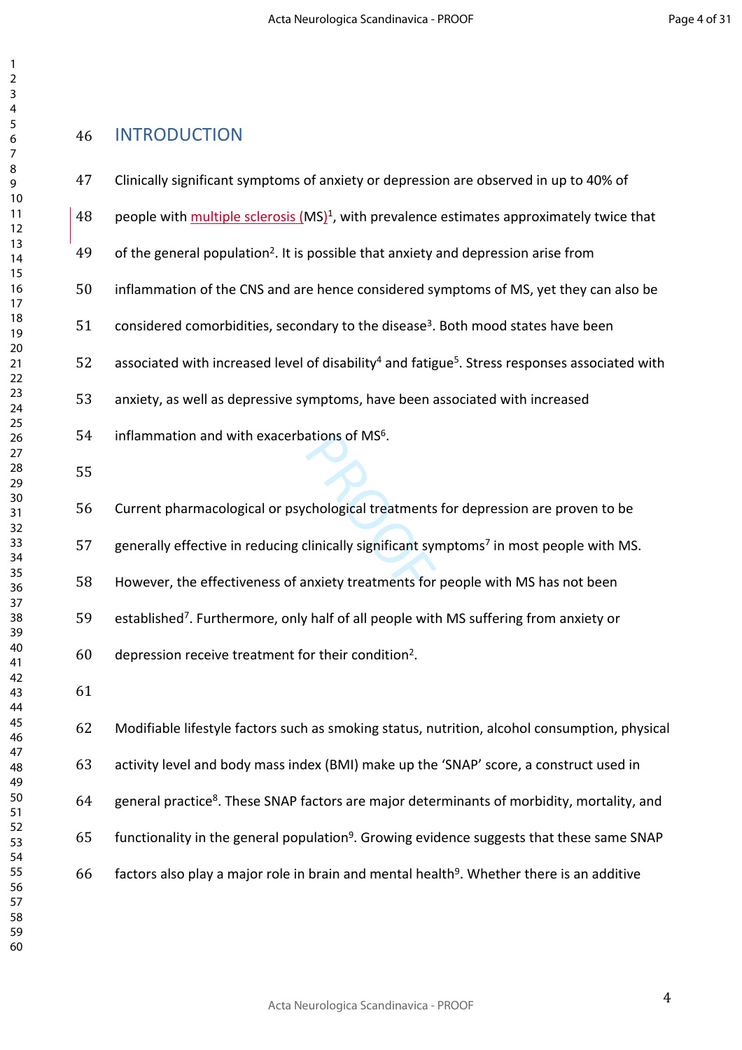# INTRODUCTION

Clinically significant symptoms of anxiety or depression are observed in up to 40% of people with multiple sclerosis (MS)[1], with prevalence estimates approximately twice that of the general population[2]. It is possible that anxiety and depression arise from inflammation of the CNS and are hence considered symptoms of MS, yet they can also be considered comorbidities, secondary to the disease[3]. Both mood states have been associated with increased level of disability[4] and fatigue[5]. Stress responses associated with anxiety, as well as depressive symptoms, have been associated with increased inflammation and with exacerbations of MS[6].

Current pharmacological or psychological treatments for depression are proven to be generally effective in reducing clinically significant symptoms[7] in most people with MS. However, the effectiveness of anxiety treatments for people with MS has not been established[7]. Furthermore, only half of all people with MS suffering from anxiety or depression receive treatment for their condition[2].

Modifiable lifestyle factors such as smoking status, nutrition, alcohol consumption, physical activity level and body mass index (BMI) make up the 'SNAP' score, a construct used in general practice[8]. These SNAP factors are major determinants of morbidity, mortality, and functionality in the general population[9]. Growing evidence suggests that these same SNAP factors also play a major role in brain and mental health[9]. Whether there is an additive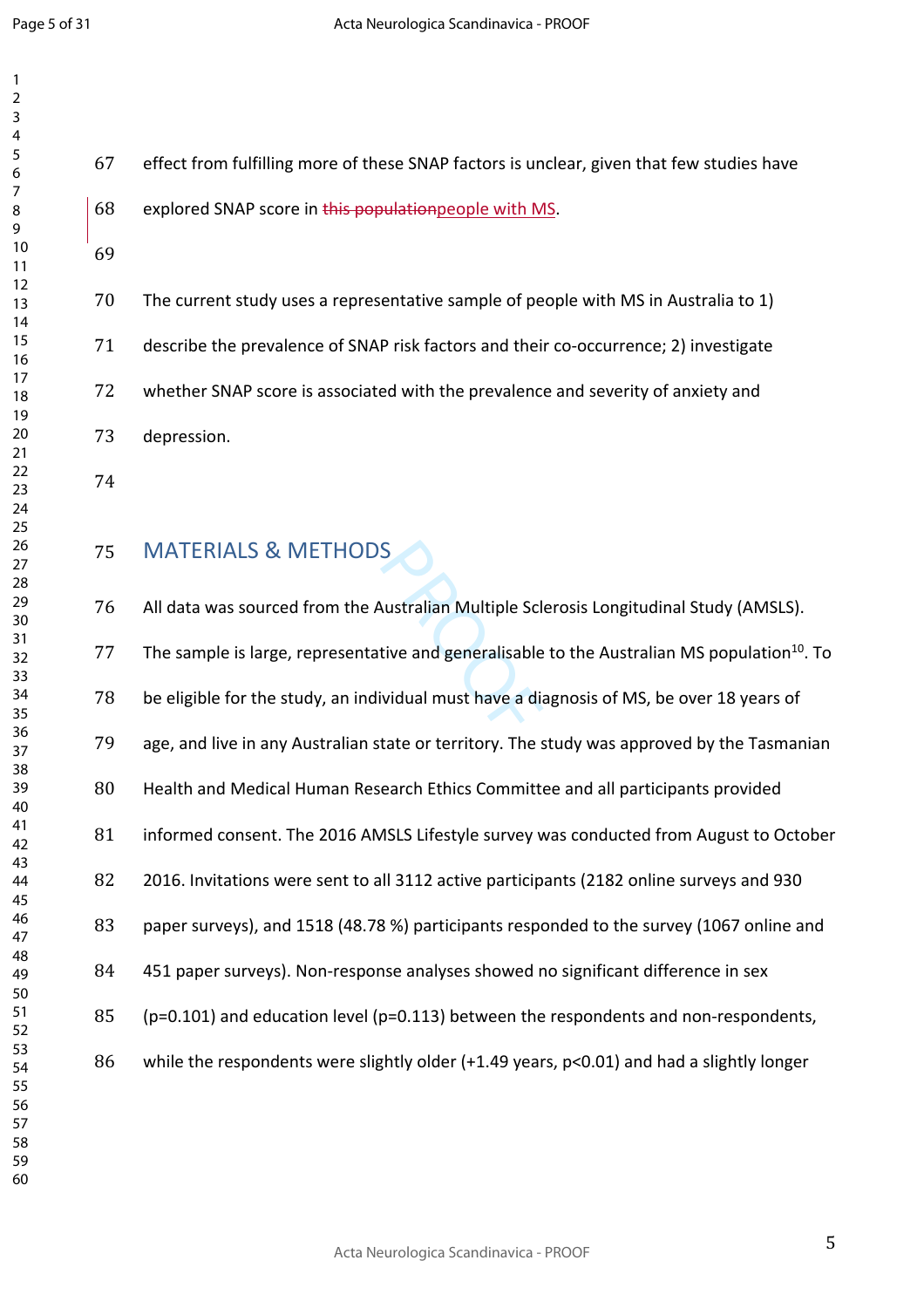effect from fulfilling more of these SNAP factors is unclear, given that few studies have explored SNAP score in ~~this population~~people with MS.

The current study uses a representative sample of people with MS in Australia to 1) describe the prevalence of SNAP risk factors and their co-occurrence; 2) investigate whether SNAP score is associated with the prevalence and severity of anxiety and depression.

## MATERIALS & METHODS

All data was sourced from the Australian Multiple Sclerosis Longitudinal Study (AMSLS). The sample is large, representative and generalisable to the Australian MS population[10]. To be eligible for the study, an individual must have a diagnosis of MS, be over 18 years of age, and live in any Australian state or territory. The study was approved by the Tasmanian Health and Medical Human Research Ethics Committee and all participants provided informed consent. The 2016 AMSLS Lifestyle survey was conducted from August to October 2016. Invitations were sent to all 3112 active participants (2182 online surveys and 930 paper surveys), and 1518 (48.78 %) participants responded to the survey (1067 online and 451 paper surveys). Non-response analyses showed no significant difference in sex ($p=0.101$) and education level ($p=0.113$) between the respondents and non-respondents, while the respondents were slightly older (+1.49 years, $p<0.01$) and had a slightly longer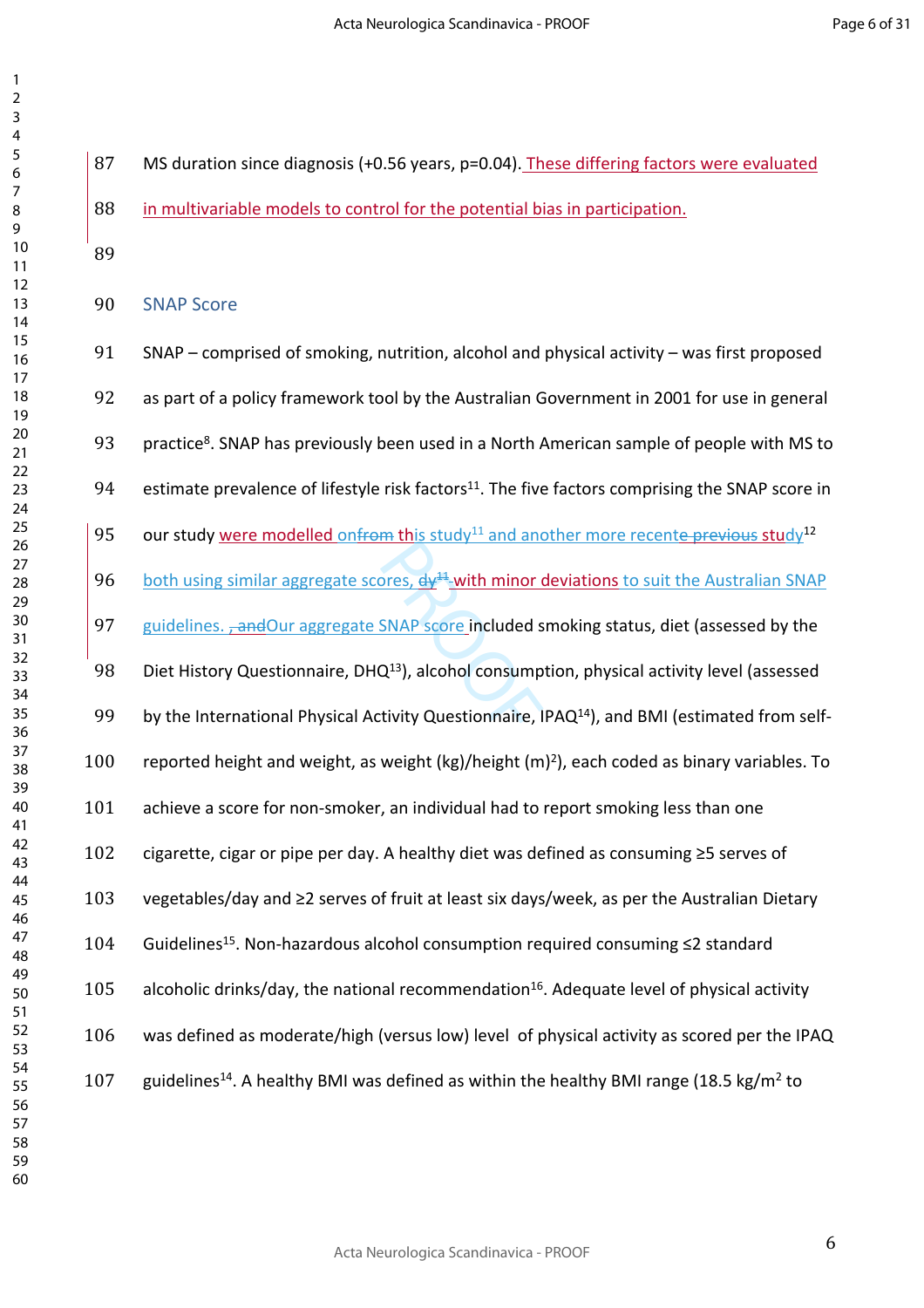MS duration since diagnosis (+0.56 years, p=0.04). These differing factors were evaluated in multivariable models to control for the potential bias in participation.

## SNAP Score

SNAP – comprised of smoking, nutrition, alcohol and physical activity – was first proposed as part of a policy framework tool by the Australian Government in 2001 for use in general practice[8]. SNAP has previously been used in a North American sample of people with MS to estimate prevalence of lifestyle risk factors[11]. The five factors comprising the SNAP score in our study were modelled onfrom this study[11] and another more recente previous study[12] both using similar aggregate scores, dy[11] with minor deviations to suit the Australian SNAP guidelines. , andOur aggregate SNAP score included smoking status, diet (assessed by the Diet History Questionnaire, DHQ[13]), alcohol consumption, physical activity level (assessed by the International Physical Activity Questionnaire, IPAQ[14]), and BMI (estimated from self-reported height and weight, as weight (kg)/height (m)$^2$), each coded as binary variables. To achieve a score for non-smoker, an individual had to report smoking less than one cigarette, cigar or pipe per day. A healthy diet was defined as consuming ≥5 serves of vegetables/day and ≥2 serves of fruit at least six days/week, as per the Australian Dietary Guidelines[15]. Non-hazardous alcohol consumption required consuming ≤2 standard alcoholic drinks/day, the national recommendation[16]. Adequate level of physical activity was defined as moderate/high (versus low) level of physical activity as scored per the IPAQ guidelines[14]. A healthy BMI was defined as within the healthy BMI range (18.5 kg/m$^2$ to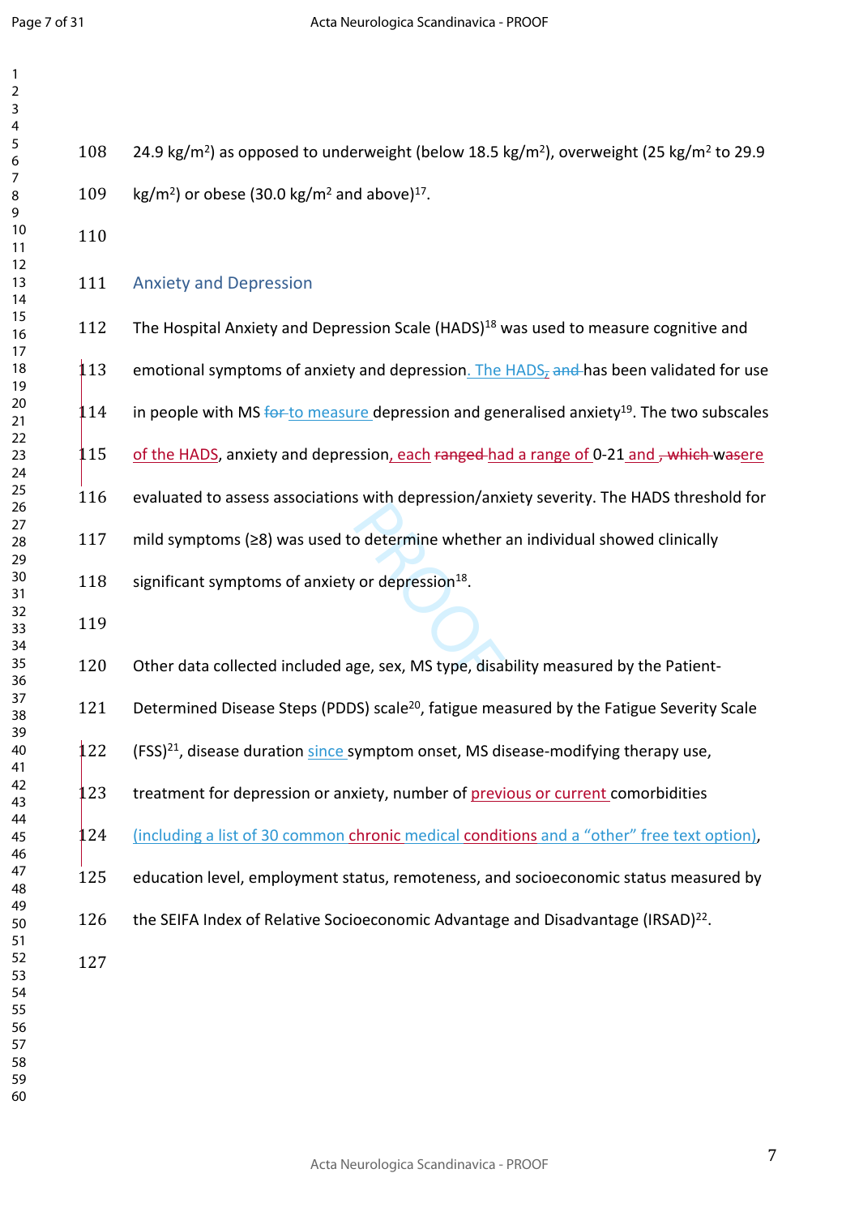24.9 kg/m$^2$) as opposed to underweight (below 18.5 kg/m$^2$), overweight (25 kg/m$^2$ to 29.9 kg/m$^2$) or obese (30.0 kg/m$^2$ and above)[17].

### Anxiety and Depression

The Hospital Anxiety and Depression Scale (HADS)[18] was used to measure cognitive and emotional symptoms of anxiety and depression. The HADS, and has been validated for use in people with MS for to measure depression and generalised anxiety[19]. The two subscales of the HADS, anxiety and depression, each ranged had a range of 0-21 and , which wasere evaluated to assess associations with depression/anxiety severity. The HADS threshold for mild symptoms (≥8) was used to determine whether an individual showed clinically significant symptoms of anxiety or depression[18].

Other data collected included age, sex, MS type, disability measured by the Patient-Determined Disease Steps (PDDS) scale[20], fatigue measured by the Fatigue Severity Scale (FSS)[21], disease duration since symptom onset, MS disease-modifying therapy use, treatment for depression or anxiety, number of previous or current comorbidities (including a list of 30 common chronic medical conditions and a "other" free text option), education level, employment status, remoteness, and socioeconomic status measured by the SEIFA Index of Relative Socioeconomic Advantage and Disadvantage (IRSAD)[22].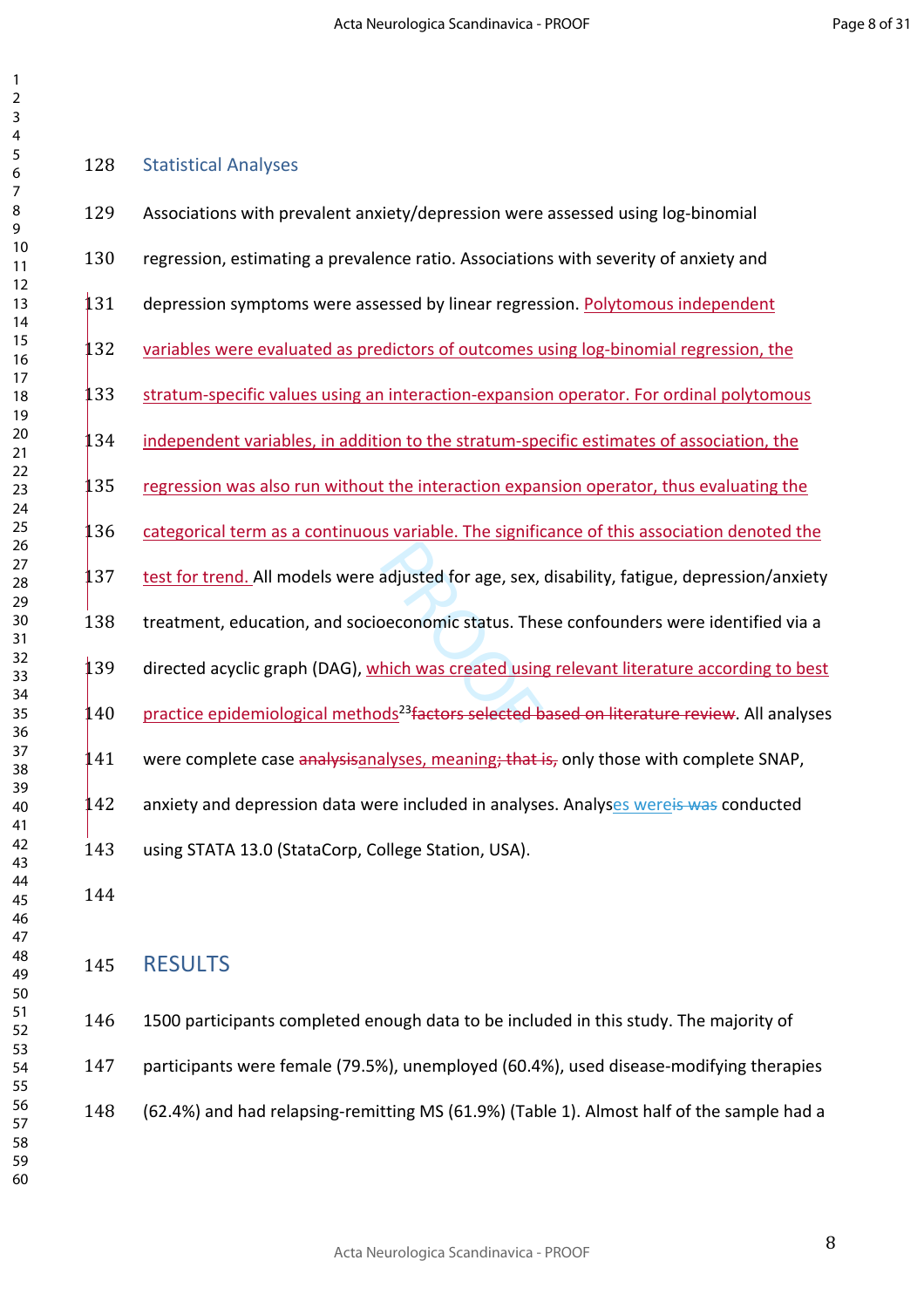## Statistical Analyses

Associations with prevalent anxiety/depression were assessed using log-binomial regression, estimating a prevalence ratio. Associations with severity of anxiety and depression symptoms were assessed by linear regression. Polytomous independent variables were evaluated as predictors of outcomes using log-binomial regression, the stratum-specific values using an interaction-expansion operator. For ordinal polytomous independent variables, in addition to the stratum-specific estimates of association, the regression was also run without the interaction expansion operator, thus evaluating the categorical term as a continuous variable. The significance of this association denoted the test for trend. All models were adjusted for age, sex, disability, fatigue, depression/anxiety treatment, education, and socioeconomic status. These confounders were identified via a directed acyclic graph (DAG), which was created using relevant literature according to best practice epidemiological methods[23]~~factors selected based on literature review~~. All analyses were complete case ~~analysis~~analyses, meaning~~; that is,~~ only those with complete SNAP, anxiety and depression data were included in analyses. Analyses were~~is was~~ conducted using STATA 13.0 (StataCorp, College Station, USA).

# RESULTS

1500 participants completed enough data to be included in this study. The majority of participants were female (79.5%), unemployed (60.4%), used disease-modifying therapies (62.4%) and had relapsing-remitting MS (61.9%) (Table 1). Almost half of the sample had a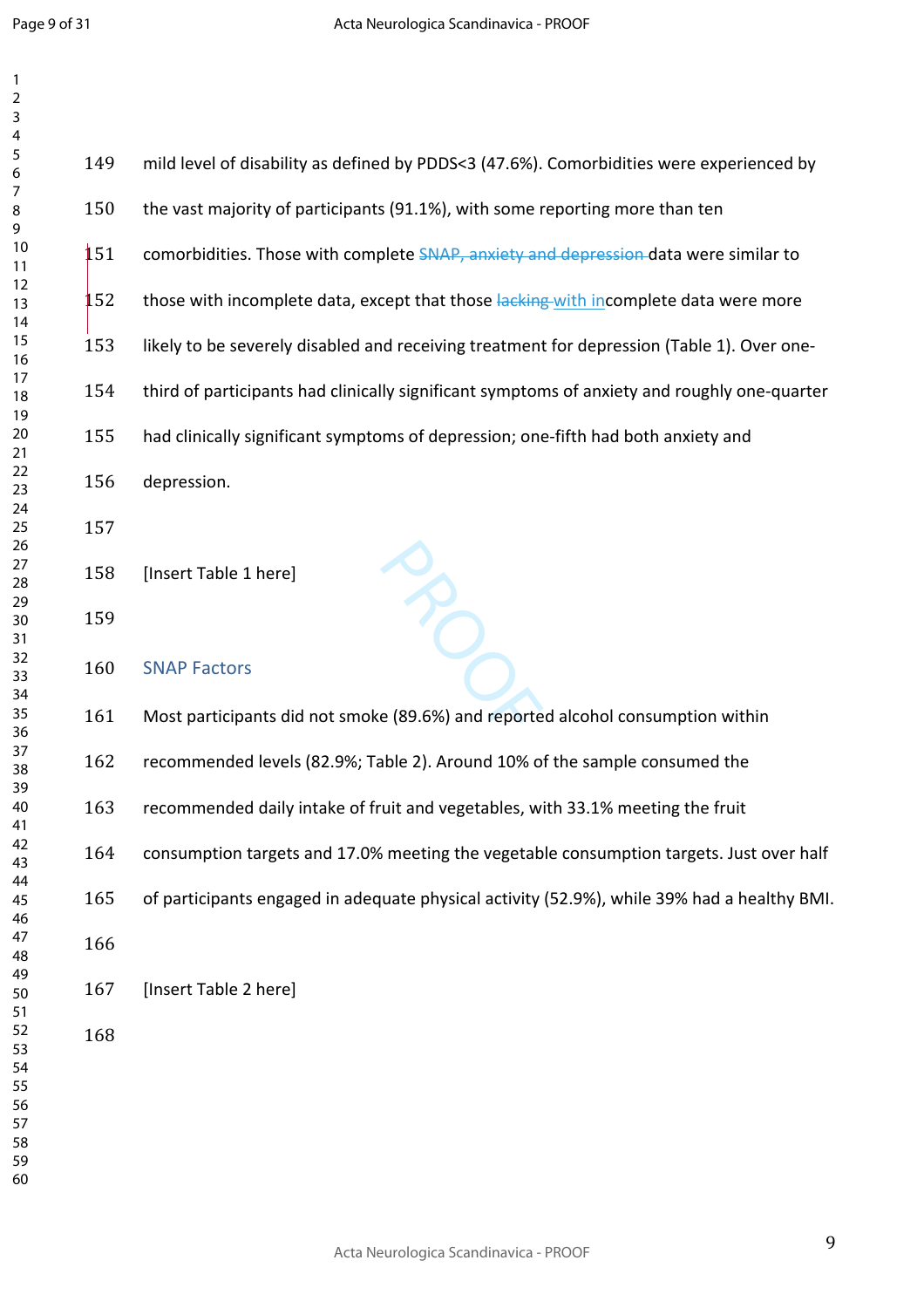mild level of disability as defined by PDDS<3 (47.6%). Comorbidities were experienced by the vast majority of participants (91.1%), with some reporting more than ten comorbidities. Those with complete ~~SNAP, anxiety and depression~~ data were similar to those with incomplete data, except that those ~~lacking~~ with incomplete data were more likely to be severely disabled and receiving treatment for depression (Table 1). Over one-third of participants had clinically significant symptoms of anxiety and roughly one-quarter had clinically significant symptoms of depression; one-fifth had both anxiety and depression.

[Insert Table 1 here]

## SNAP Factors

Most participants did not smoke (89.6%) and reported alcohol consumption within recommended levels (82.9%; Table 2). Around 10% of the sample consumed the recommended daily intake of fruit and vegetables, with 33.1% meeting the fruit consumption targets and 17.0% meeting the vegetable consumption targets. Just over half of participants engaged in adequate physical activity (52.9%), while 39% had a healthy BMI.

[Insert Table 2 here]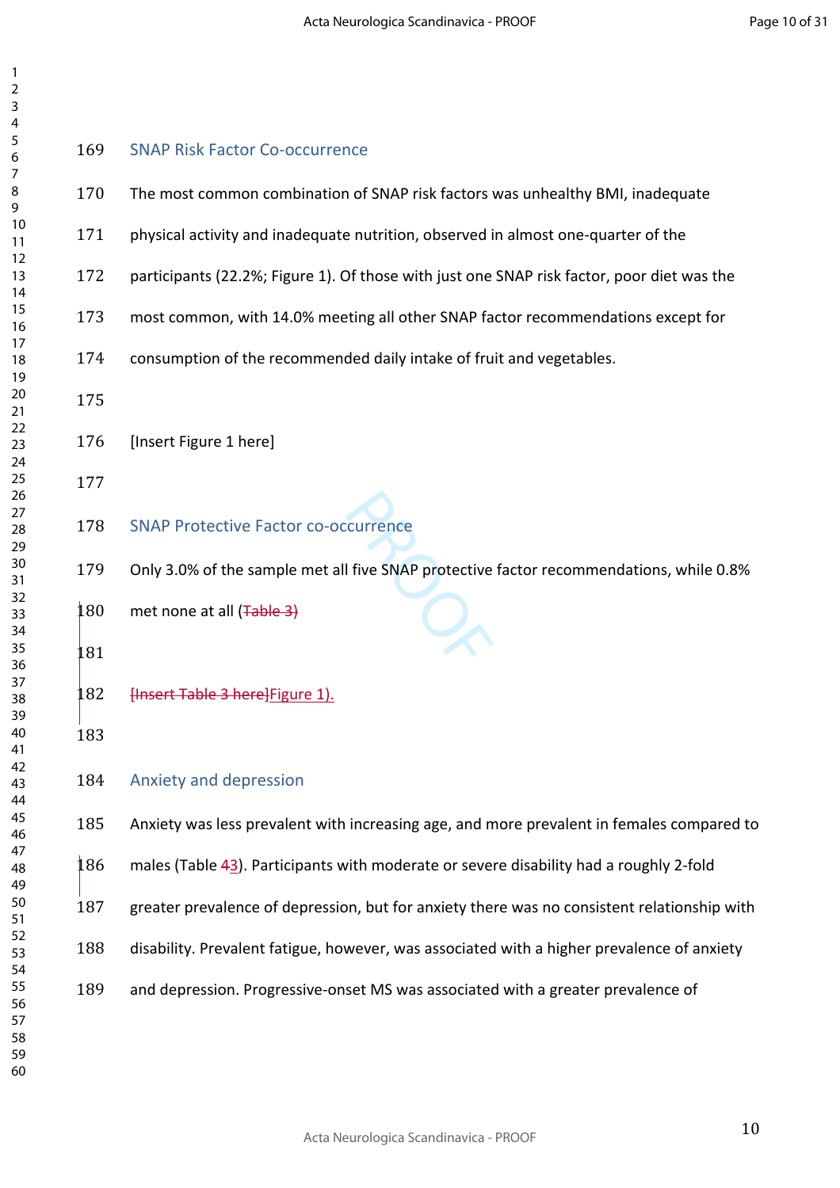## SNAP Risk Factor Co-occurrence

The most common combination of SNAP risk factors was unhealthy BMI, inadequate physical activity and inadequate nutrition, observed in almost one-quarter of the participants (22.2%; Figure 1). Of those with just one SNAP risk factor, poor diet was the most common, with 14.0% meeting all other SNAP factor recommendations except for consumption of the recommended daily intake of fruit and vegetables.

[Insert Figure 1 here]

## SNAP Protective Factor co-occurrence

Only 3.0% of the sample met all five SNAP protective factor recommendations, while 0.8% met none at all (~~Table 3)~~

~~[Insert Table 3 here]~~Figure 1).

## Anxiety and depression

Anxiety was less prevalent with increasing age, and more prevalent in females compared to males (Table ~~4~~3). Participants with moderate or severe disability had a roughly 2-fold greater prevalence of depression, but for anxiety there was no consistent relationship with disability. Prevalent fatigue, however, was associated with a higher prevalence of anxiety and depression. Progressive-onset MS was associated with a greater prevalence of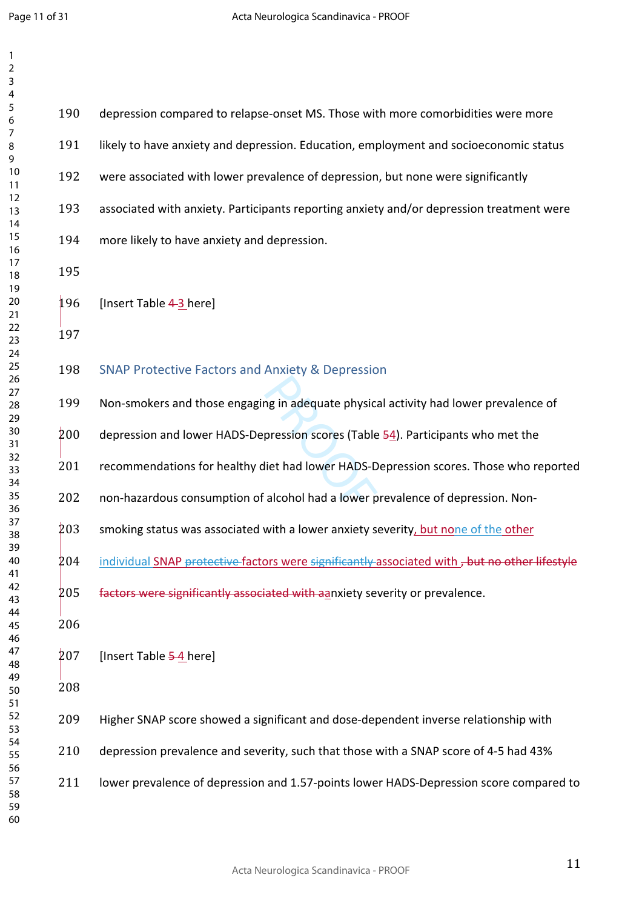depression compared to relapse-onset MS. Those with more comorbidities were more likely to have anxiety and depression. Education, employment and socioeconomic status were associated with lower prevalence of depression, but none were significantly associated with anxiety. Participants reporting anxiety and/or depression treatment were more likely to have anxiety and depression.

[Insert Table ~~4~~ 3 here]

## SNAP Protective Factors and Anxiety & Depression

Non-smokers and those engaging in adequate physical activity had lower prevalence of depression and lower HADS-Depression scores (Table ~~5~~4). Participants who met the recommendations for healthy diet had lower HADS-Depression scores. Those who reported non-hazardous consumption of alcohol had a lower prevalence of depression. Non-smoking status was associated with a lower anxiety severity, but none of the other individual SNAP ~~protective~~ factors were ~~significantly~~ associated with ~~, but no other lifestyle factors were significantly associated with a~~anxiety severity or prevalence.

[Insert Table ~~5~~ 4 here]

Higher SNAP score showed a significant and dose-dependent inverse relationship with depression prevalence and severity, such that those with a SNAP score of 4-5 had 43% lower prevalence of depression and 1.57-points lower HADS-Depression score compared to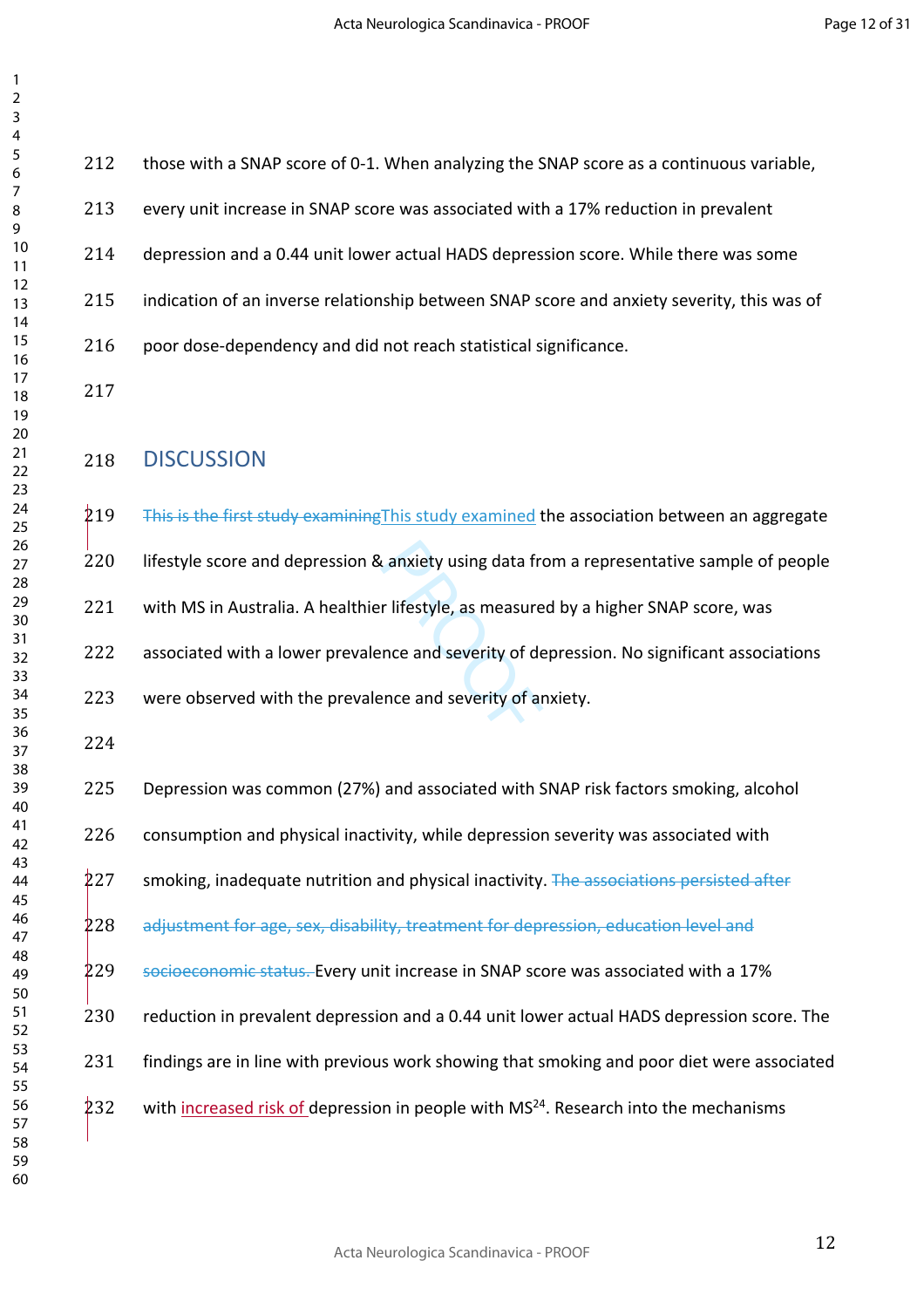those with a SNAP score of 0-1. When analyzing the SNAP score as a continuous variable, every unit increase in SNAP score was associated with a 17% reduction in prevalent depression and a 0.44 unit lower actual HADS depression score. While there was some indication of an inverse relationship between SNAP score and anxiety severity, this was of poor dose-dependency and did not reach statistical significance.

## DISCUSSION

~~This is the first study examining~~This study examined the association between an aggregate lifestyle score and depression & anxiety using data from a representative sample of people with MS in Australia. A healthier lifestyle, as measured by a higher SNAP score, was associated with a lower prevalence and severity of depression. No significant associations were observed with the prevalence and severity of anxiety.

Depression was common (27%) and associated with SNAP risk factors smoking, alcohol consumption and physical inactivity, while depression severity was associated with smoking, inadequate nutrition and physical inactivity. ~~The associations persisted after adjustment for age, sex, disability, treatment for depression, education level and socioeconomic status.~~ Every unit increase in SNAP score was associated with a 17% reduction in prevalent depression and a 0.44 unit lower actual HADS depression score. The findings are in line with previous work showing that smoking and poor diet were associated with increased risk of depression in people with MS[24]. Research into the mechanisms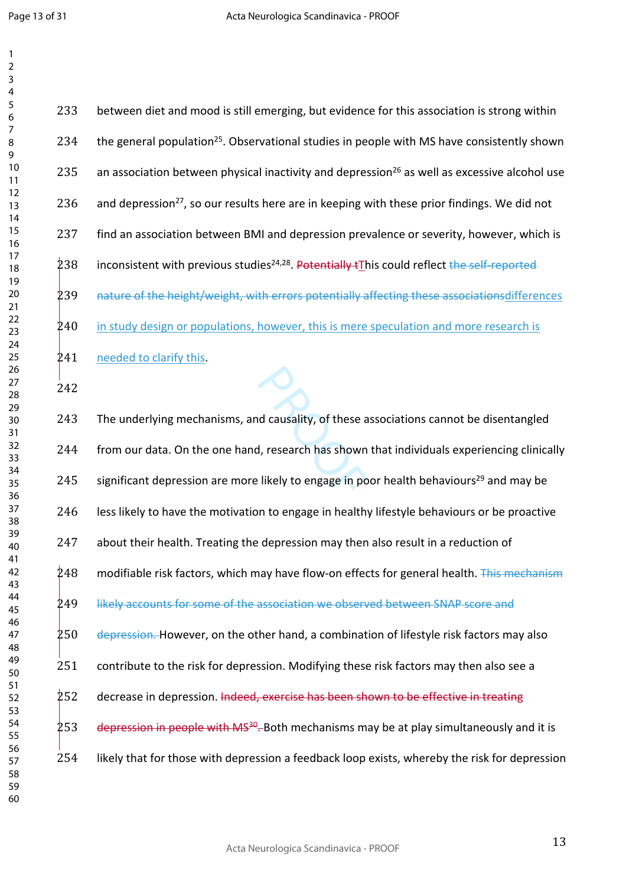between diet and mood is still emerging, but evidence for this association is strong within the general population[25]. Observational studies in people with MS have consistently shown an association between physical inactivity and depression[26] as well as excessive alcohol use and depression[27], so our results here are in keeping with these prior findings. We did not find an association between BMI and depression prevalence or severity, however, which is inconsistent with previous studies[24,28]. ~~Potentially t~~This could reflect ~~the self-reported nature of the height/weight, with errors potentially affecting these associations~~differences in study design or populations, however, this is mere speculation and more research is needed to clarify this.

The underlying mechanisms, and causality, of these associations cannot be disentangled from our data. On the one hand, research has shown that individuals experiencing clinically significant depression are more likely to engage in poor health behaviours[29] and may be less likely to have the motivation to engage in healthy lifestyle behaviours or be proactive about their health. Treating the depression may then also result in a reduction of modifiable risk factors, which may have flow-on effects for general health. ~~This mechanism likely accounts for some of the association we observed between SNAP score and depression.~~ However, on the other hand, a combination of lifestyle risk factors may also contribute to the risk for depression. Modifying these risk factors may then also see a decrease in depression. ~~Indeed, exercise has been shown to be effective in treating depression in people with MS[30].~~ Both mechanisms may be at play simultaneously and it is likely that for those with depression a feedback loop exists, whereby the risk for depression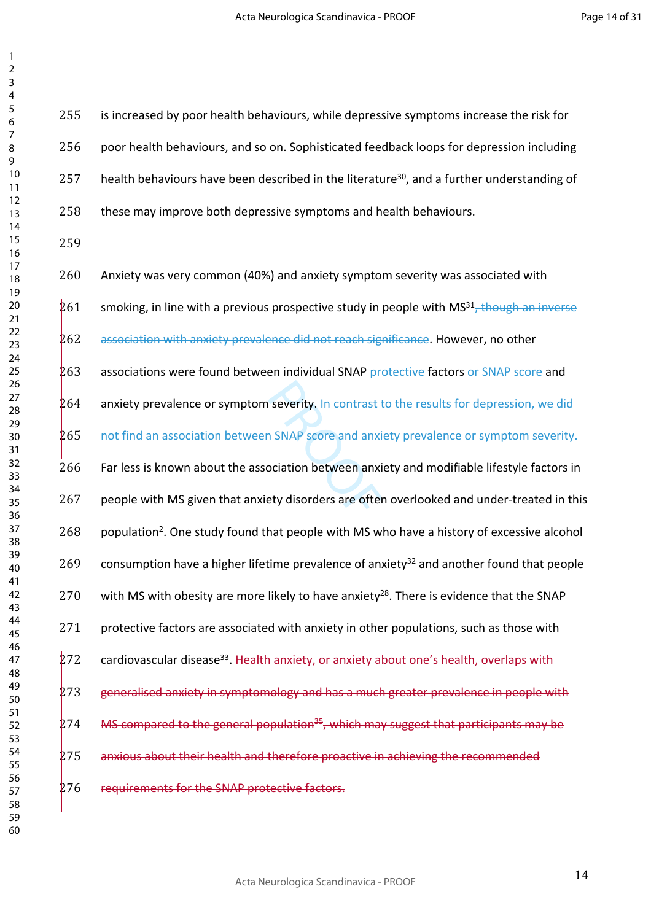is increased by poor health behaviours, while depressive symptoms increase the risk for poor health behaviours, and so on. Sophisticated feedback loops for depression including health behaviours have been described in the literature[30], and a further understanding of these may improve both depressive symptoms and health behaviours.

Anxiety was very common (40%) and anxiety symptom severity was associated with smoking, in line with a previous prospective study in people with MS[31]~~, though an inverse association with anxiety prevalence did not reach significance~~. However, no other associations were found between individual SNAP ~~protective~~ factors or SNAP score and anxiety prevalence or symptom severity. ~~In contrast to the results for depression, we did not find an association between SNAP score and anxiety prevalence or symptom severity.~~ Far less is known about the association between anxiety and modifiable lifestyle factors in people with MS given that anxiety disorders are often overlooked and under-treated in this population[2]. One study found that people with MS who have a history of excessive alcohol consumption have a higher lifetime prevalence of anxiety[32] and another found that people with MS with obesity are more likely to have anxiety[28]. There is evidence that the SNAP protective factors are associated with anxiety in other populations, such as those with cardiovascular disease[33]. ~~Health anxiety, or anxiety about one's health, overlaps with generalised anxiety in symptomology and has a much greater prevalence in people with MS compared to the general population[35], which may suggest that participants may be anxious about their health and therefore proactive in achieving the recommended requirements for the SNAP protective factors.~~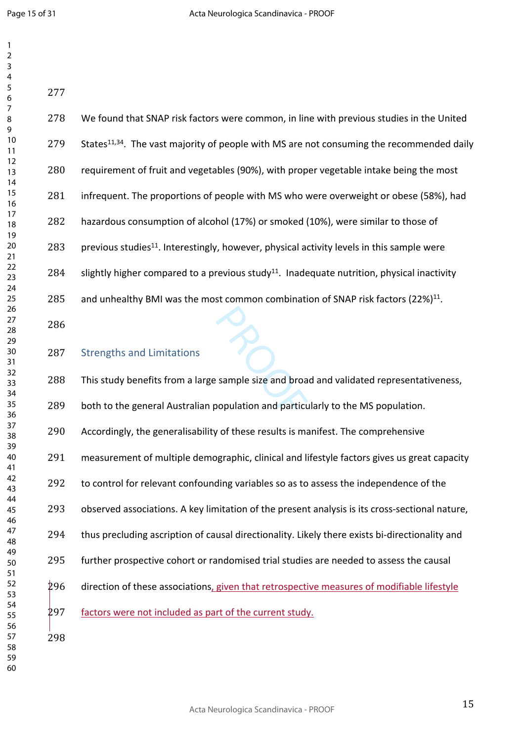We found that SNAP risk factors were common, in line with previous studies in the United States[11,34]. The vast majority of people with MS are not consuming the recommended daily requirement of fruit and vegetables (90%), with proper vegetable intake being the most infrequent. The proportions of people with MS who were overweight or obese (58%), had hazardous consumption of alcohol (17%) or smoked (10%), were similar to those of previous studies[11]. Interestingly, however, physical activity levels in this sample were slightly higher compared to a previous study[11]. Inadequate nutrition, physical inactivity and unhealthy BMI was the most common combination of SNAP risk factors (22%)[11].

## Strengths and Limitations

This study benefits from a large sample size and broad and validated representativeness, both to the general Australian population and particularly to the MS population. Accordingly, the generalisability of these results is manifest. The comprehensive measurement of multiple demographic, clinical and lifestyle factors gives us great capacity to control for relevant confounding variables so as to assess the independence of the observed associations. A key limitation of the present analysis is its cross-sectional nature, thus precluding ascription of causal directionality. Likely there exists bi-directionality and further prospective cohort or randomised trial studies are needed to assess the causal direction of these associations, given that retrospective measures of modifiable lifestyle factors were not included as part of the current study.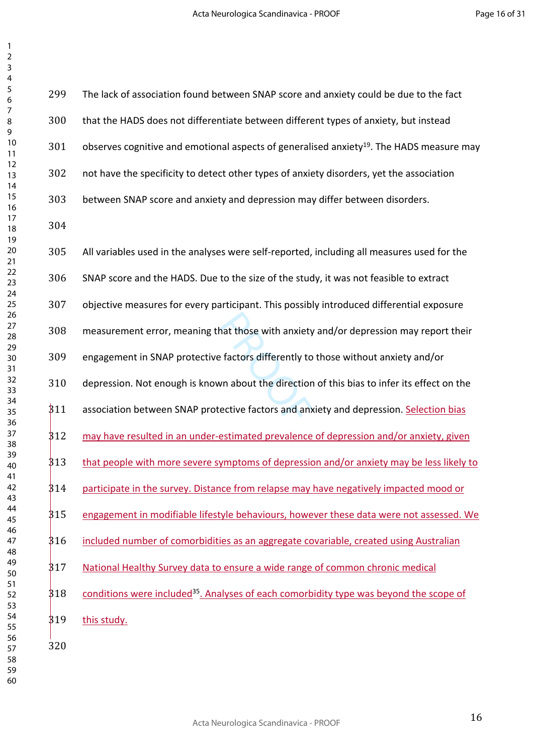The lack of association found between SNAP score and anxiety could be due to the fact that the HADS does not differentiate between different types of anxiety, but instead observes cognitive and emotional aspects of generalised anxiety[19]. The HADS measure may not have the specificity to detect other types of anxiety disorders, yet the association between SNAP score and anxiety and depression may differ between disorders.

All variables used in the analyses were self-reported, including all measures used for the SNAP score and the HADS. Due to the size of the study, it was not feasible to extract objective measures for every participant. This possibly introduced differential exposure measurement error, meaning that those with anxiety and/or depression may report their engagement in SNAP protective factors differently to those without anxiety and/or depression. Not enough is known about the direction of this bias to infer its effect on the association between SNAP protective factors and anxiety and depression. Selection bias may have resulted in an under-estimated prevalence of depression and/or anxiety, given that people with more severe symptoms of depression and/or anxiety may be less likely to participate in the survey. Distance from relapse may have negatively impacted mood or engagement in modifiable lifestyle behaviours, however these data were not assessed. We included number of comorbidities as an aggregate covariable, created using Australian National Healthy Survey data to ensure a wide range of common chronic medical conditions were included[35]. Analyses of each comorbidity type was beyond the scope of this study.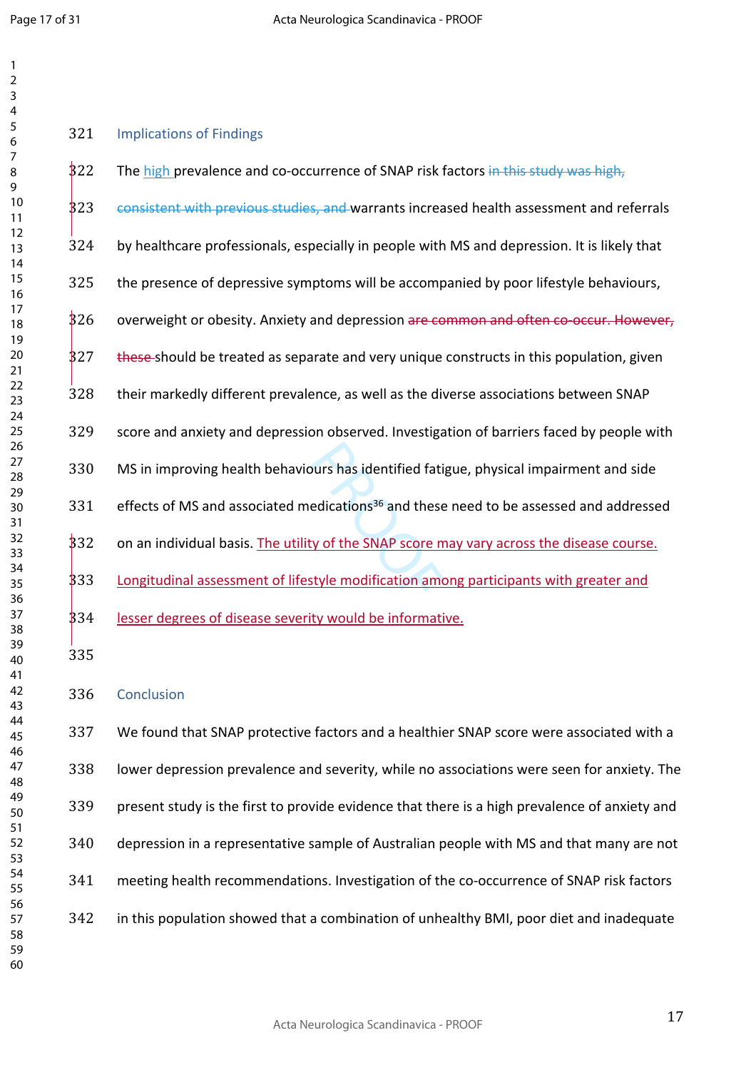## Implications of Findings

The high prevalence and co-occurrence of SNAP risk factors ~~in this study was high, consistent with previous studies, and~~ warrants increased health assessment and referrals by healthcare professionals, especially in people with MS and depression. It is likely that the presence of depressive symptoms will be accompanied by poor lifestyle behaviours, overweight or obesity. Anxiety and depression ~~are common and often co-occur. However, these~~ should be treated as separate and very unique constructs in this population, given their markedly different prevalence, as well as the diverse associations between SNAP score and anxiety and depression observed. Investigation of barriers faced by people with MS in improving health behaviours has identified fatigue, physical impairment and side effects of MS and associated medications[36] and these need to be assessed and addressed on an individual basis. The utility of the SNAP score may vary across the disease course. Longitudinal assessment of lifestyle modification among participants with greater and lesser degrees of disease severity would be informative.

## Conclusion

We found that SNAP protective factors and a healthier SNAP score were associated with a lower depression prevalence and severity, while no associations were seen for anxiety. The present study is the first to provide evidence that there is a high prevalence of anxiety and depression in a representative sample of Australian people with MS and that many are not meeting health recommendations. Investigation of the co-occurrence of SNAP risk factors in this population showed that a combination of unhealthy BMI, poor diet and inadequate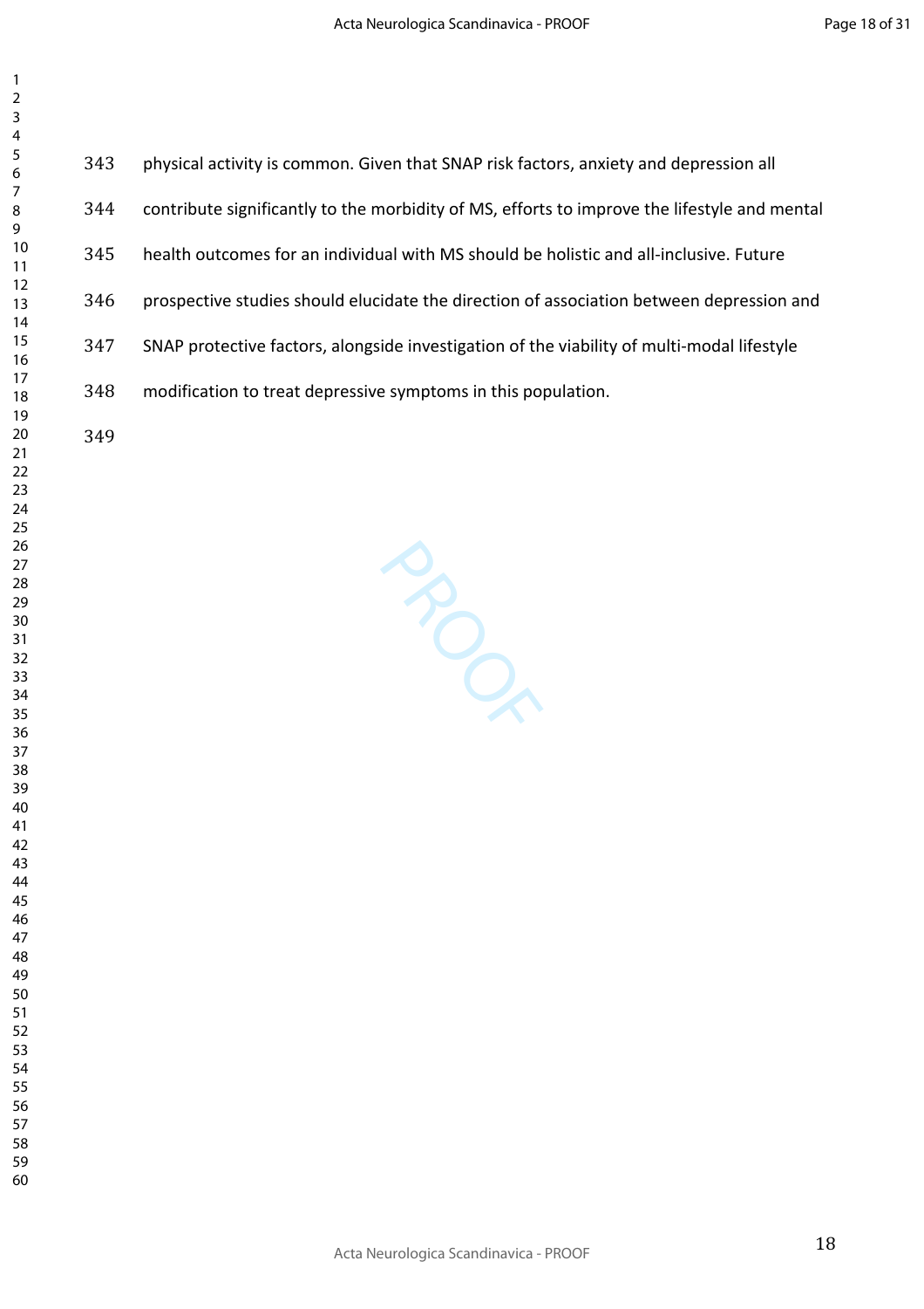physical activity is common. Given that SNAP risk factors, anxiety and depression all contribute significantly to the morbidity of MS, efforts to improve the lifestyle and mental health outcomes for an individual with MS should be holistic and all-inclusive. Future prospective studies should elucidate the direction of association between depression and SNAP protective factors, alongside investigation of the viability of multi-modal lifestyle modification to treat depressive symptoms in this population.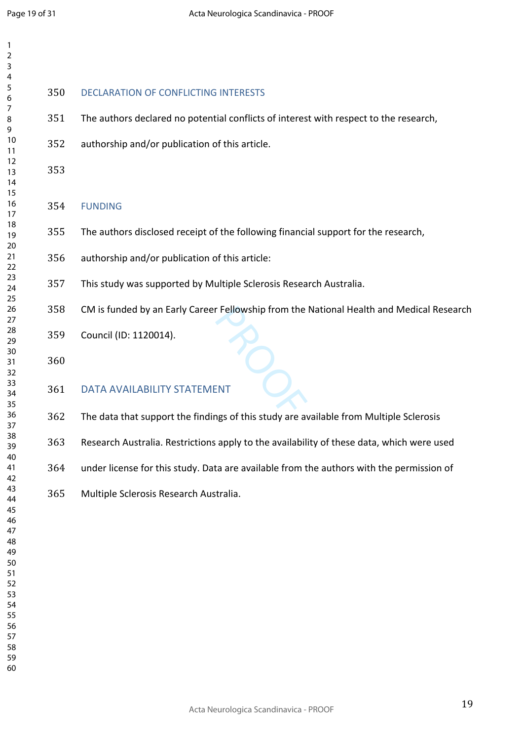## DECLARATION OF CONFLICTING INTERESTS

The authors declared no potential conflicts of interest with respect to the research, authorship and/or publication of this article.

## FUNDING

The authors disclosed receipt of the following financial support for the research, authorship and/or publication of this article:

This study was supported by Multiple Sclerosis Research Australia.

CM is funded by an Early Career Fellowship from the National Health and Medical Research Council (ID: 1120014).

## DATA AVAILABILITY STATEMENT

The data that support the findings of this study are available from Multiple Sclerosis Research Australia. Restrictions apply to the availability of these data, which were used under license for this study. Data are available from the authors with the permission of Multiple Sclerosis Research Australia.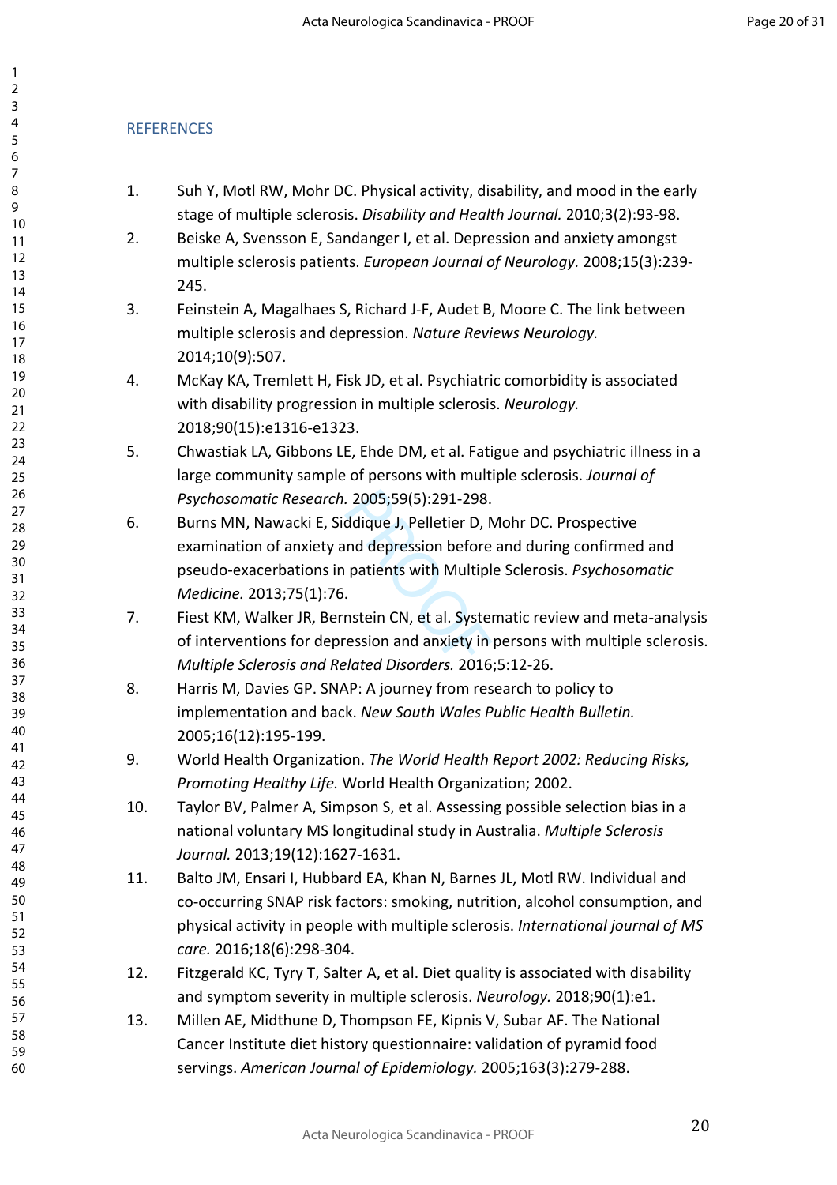## REFERENCES

1. Suh Y, Motl RW, Mohr DC. Physical activity, disability, and mood in the early stage of multiple sclerosis. *Disability and Health Journal.* 2010;3(2):93-98.
2. Beiske A, Svensson E, Sandanger I, et al. Depression and anxiety amongst multiple sclerosis patients. *European Journal of Neurology.* 2008;15(3):239-245.
3. Feinstein A, Magalhaes S, Richard J-F, Audet B, Moore C. The link between multiple sclerosis and depression. *Nature Reviews Neurology.* 2014;10(9):507.
4. McKay KA, Tremlett H, Fisk JD, et al. Psychiatric comorbidity is associated with disability progression in multiple sclerosis. *Neurology.* 2018;90(15):e1316-e1323.
5. Chwastiak LA, Gibbons LE, Ehde DM, et al. Fatigue and psychiatric illness in a large community sample of persons with multiple sclerosis. *Journal of Psychosomatic Research.* 2005;59(5):291-298.
6. Burns MN, Nawacki E, Siddique J, Pelletier D, Mohr DC. Prospective examination of anxiety and depression before and during confirmed and pseudo-exacerbations in patients with Multiple Sclerosis. *Psychosomatic Medicine.* 2013;75(1):76.
7. Fiest KM, Walker JR, Bernstein CN, et al. Systematic review and meta-analysis of interventions for depression and anxiety in persons with multiple sclerosis. *Multiple Sclerosis and Related Disorders.* 2016;5:12-26.
8. Harris M, Davies GP. SNAP: A journey from research to policy to implementation and back. *New South Wales Public Health Bulletin.* 2005;16(12):195-199.
9. World Health Organization. *The World Health Report 2002: Reducing Risks, Promoting Healthy Life.* World Health Organization; 2002.
10. Taylor BV, Palmer A, Simpson S, et al. Assessing possible selection bias in a national voluntary MS longitudinal study in Australia. *Multiple Sclerosis Journal.* 2013;19(12):1627-1631.
11. Balto JM, Ensari I, Hubbard EA, Khan N, Barnes JL, Motl RW. Individual and co-occurring SNAP risk factors: smoking, nutrition, alcohol consumption, and physical activity in people with multiple sclerosis. *International journal of MS care.* 2016;18(6):298-304.
12. Fitzgerald KC, Tyry T, Salter A, et al. Diet quality is associated with disability and symptom severity in multiple sclerosis. *Neurology.* 2018;90(1):e1.
13. Millen AE, Midthune D, Thompson FE, Kipnis V, Subar AF. The National Cancer Institute diet history questionnaire: validation of pyramid food servings. *American Journal of Epidemiology.* 2005;163(3):279-288.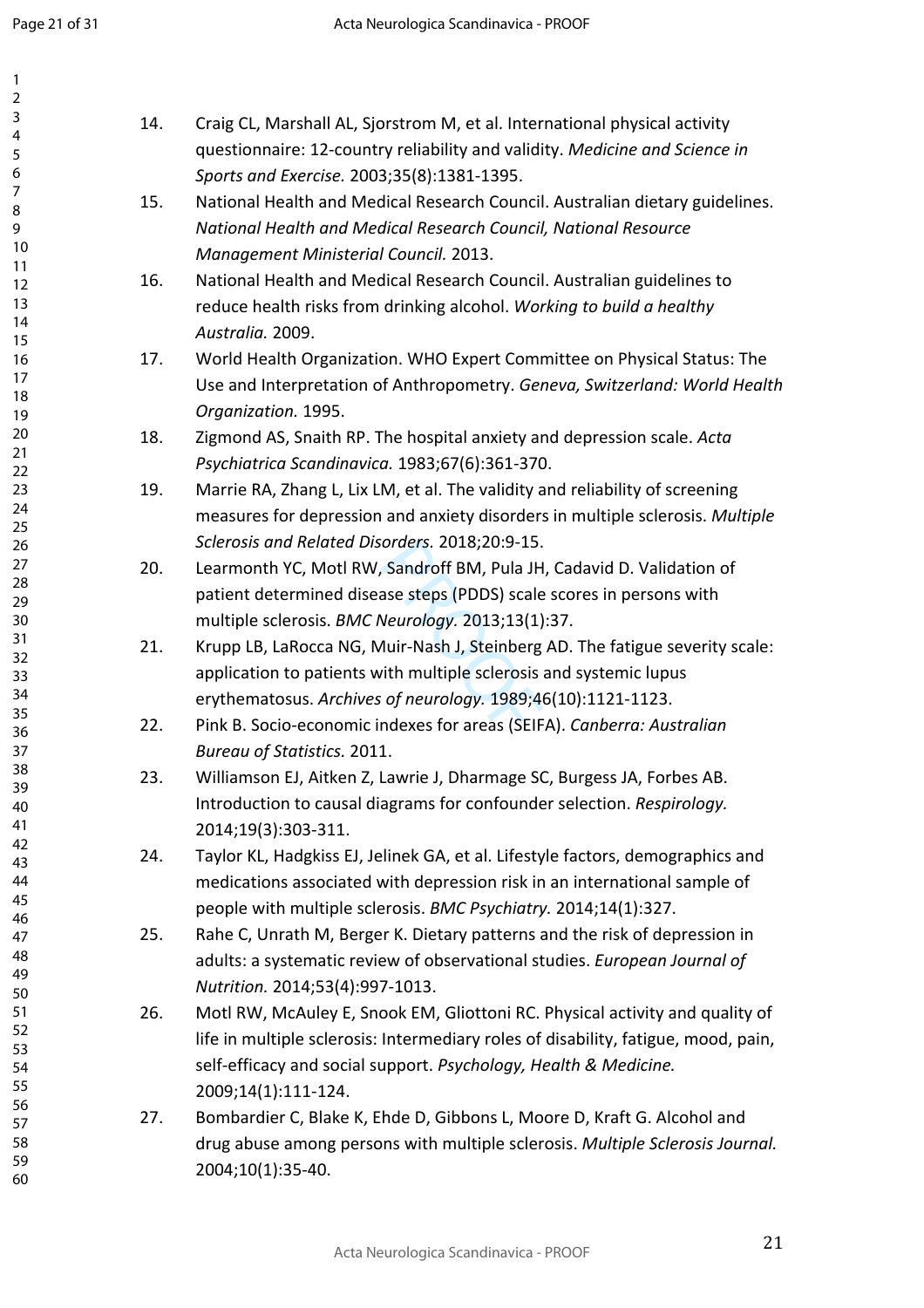14. Craig CL, Marshall AL, Sjorstrom M, et al. International physical activity questionnaire: 12-country reliability and validity. *Medicine and Science in Sports and Exercise.* 2003;35(8):1381-1395.
15. National Health and Medical Research Council. Australian dietary guidelines. *National Health and Medical Research Council, National Resource Management Ministerial Council.* 2013.
16. National Health and Medical Research Council. Australian guidelines to reduce health risks from drinking alcohol. *Working to build a healthy Australia.* 2009.
17. World Health Organization. WHO Expert Committee on Physical Status: The Use and Interpretation of Anthropometry. *Geneva, Switzerland: World Health Organization.* 1995.
18. Zigmond AS, Snaith RP. The hospital anxiety and depression scale. *Acta Psychiatrica Scandinavica.* 1983;67(6):361-370.
19. Marrie RA, Zhang L, Lix LM, et al. The validity and reliability of screening measures for depression and anxiety disorders in multiple sclerosis. *Multiple Sclerosis and Related Disorders.* 2018;20:9-15.
20. Learmonth YC, Motl RW, Sandroff BM, Pula JH, Cadavid D. Validation of patient determined disease steps (PDDS) scale scores in persons with multiple sclerosis. *BMC Neurology.* 2013;13(1):37.
21. Krupp LB, LaRocca NG, Muir-Nash J, Steinberg AD. The fatigue severity scale: application to patients with multiple sclerosis and systemic lupus erythematosus. *Archives of neurology.* 1989;46(10):1121-1123.
22. Pink B. Socio-economic indexes for areas (SEIFA). *Canberra: Australian Bureau of Statistics.* 2011.
23. Williamson EJ, Aitken Z, Lawrie J, Dharmage SC, Burgess JA, Forbes AB. Introduction to causal diagrams for confounder selection. *Respirology.* 2014;19(3):303-311.
24. Taylor KL, Hadgkiss EJ, Jelinek GA, et al. Lifestyle factors, demographics and medications associated with depression risk in an international sample of people with multiple sclerosis. *BMC Psychiatry.* 2014;14(1):327.
25. Rahe C, Unrath M, Berger K. Dietary patterns and the risk of depression in adults: a systematic review of observational studies. *European Journal of Nutrition.* 2014;53(4):997-1013.
26. Motl RW, McAuley E, Snook EM, Gliottoni RC. Physical activity and quality of life in multiple sclerosis: Intermediary roles of disability, fatigue, mood, pain, self-efficacy and social support. *Psychology, Health & Medicine.* 2009;14(1):111-124.
27. Bombardier C, Blake K, Ehde D, Gibbons L, Moore D, Kraft G. Alcohol and drug abuse among persons with multiple sclerosis. *Multiple Sclerosis Journal.* 2004;10(1):35-40.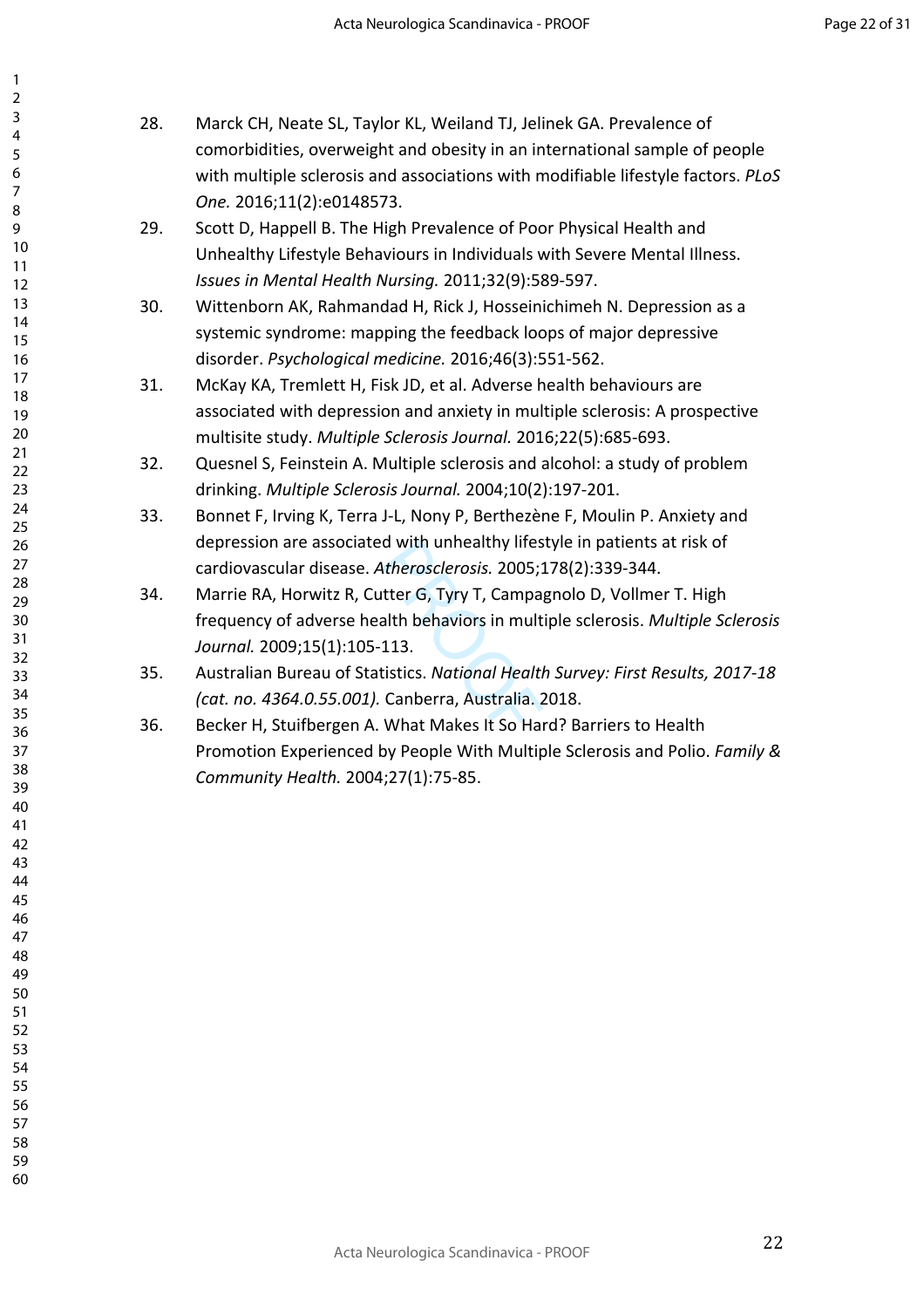28. Marck CH, Neate SL, Taylor KL, Weiland TJ, Jelinek GA. Prevalence of comorbidities, overweight and obesity in an international sample of people with multiple sclerosis and associations with modifiable lifestyle factors. *PLoS One.* 2016;11(2):e0148573.
29. Scott D, Happell B. The High Prevalence of Poor Physical Health and Unhealthy Lifestyle Behaviours in Individuals with Severe Mental Illness. *Issues in Mental Health Nursing.* 2011;32(9):589-597.
30. Wittenborn AK, Rahmandad H, Rick J, Hosseinichimeh N. Depression as a systemic syndrome: mapping the feedback loops of major depressive disorder. *Psychological medicine.* 2016;46(3):551-562.
31. McKay KA, Tremlett H, Fisk JD, et al. Adverse health behaviours are associated with depression and anxiety in multiple sclerosis: A prospective multisite study. *Multiple Sclerosis Journal.* 2016;22(5):685-693.
32. Quesnel S, Feinstein A. Multiple sclerosis and alcohol: a study of problem drinking. *Multiple Sclerosis Journal.* 2004;10(2):197-201.
33. Bonnet F, Irving K, Terra J-L, Nony P, Berthezène F, Moulin P. Anxiety and depression are associated with unhealthy lifestyle in patients at risk of cardiovascular disease. *Atherosclerosis.* 2005;178(2):339-344.
34. Marrie RA, Horwitz R, Cutter G, Tyry T, Campagnolo D, Vollmer T. High frequency of adverse health behaviors in multiple sclerosis. *Multiple Sclerosis Journal.* 2009;15(1):105-113.
35. Australian Bureau of Statistics. *National Health Survey: First Results, 2017-18 (cat. no. 4364.0.55.001).* Canberra, Australia. 2018.
36. Becker H, Stuifbergen A. What Makes It So Hard? Barriers to Health Promotion Experienced by People With Multiple Sclerosis and Polio. *Family & Community Health.* 2004;27(1):75-85.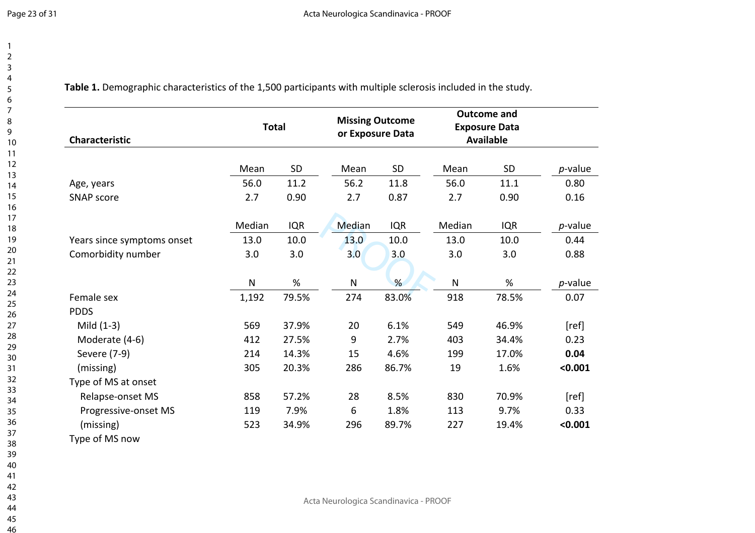**Table 1.** Demographic characteristics of the 1,500 participants with multiple sclerosis included in the study.

| Characteristic | Total | | Missing Outcome or Exposure Data | | Outcome and Exposure Data Available | | |
|---|---|---|---|---|---|---|---|
| | Mean | SD | Mean | SD | Mean | SD | *p*-value |
| Age, years | 56.0 | 11.2 | 56.2 | 11.8 | 56.0 | 11.1 | 0.80 |
| SNAP score | 2.7 | 0.90 | 2.7 | 0.87 | 2.7 | 0.90 | 0.16 |
| | Median | IQR | Median | IQR | Median | IQR | *p*-value |
| Years since symptoms onset | 13.0 | 10.0 | 13.0 | 10.0 | 13.0 | 10.0 | 0.44 |
| Comorbidity number | 3.0 | 3.0 | 3.0 | 3.0 | 3.0 | 3.0 | 0.88 |
| | N | % | N | % | N | % | *p*-value |
| Female sex | 1,192 | 79.5% | 274 | 83.0% | 918 | 78.5% | 0.07 |
| PDDS | | | | | | | |
| Mild (1-3) | 569 | 37.9% | 20 | 6.1% | 549 | 46.9% | [ref] |
| Moderate (4-6) | 412 | 27.5% | 9 | 2.7% | 403 | 34.4% | 0.23 |
| Severe (7-9) | 214 | 14.3% | 15 | 4.6% | 199 | 17.0% | **0.04** |
| (missing) | 305 | 20.3% | 286 | 86.7% | 19 | 1.6% | **<0.001** |
| Type of MS at onset | | | | | | | |
| Relapse-onset MS | 858 | 57.2% | 28 | 8.5% | 830 | 70.9% | [ref] |
| Progressive-onset MS | 119 | 7.9% | 6 | 1.8% | 113 | 9.7% | 0.33 |
| (missing) | 523 | 34.9% | 296 | 89.7% | 227 | 19.4% | **<0.001** |
| Type of MS now | | | | | | | |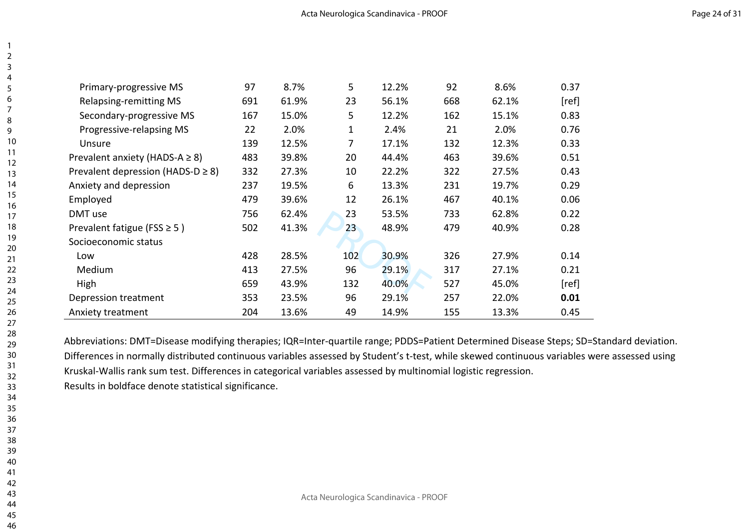|  |  |  |  |  |  |  |  |
|---|---|---|---|---|---|---|---|
| Primary-progressive MS | 97 | 8.7% | 5 | 12.2% | 92 | 8.6% | 0.37 |
| Relapsing-remitting MS | 691 | 61.9% | 23 | 56.1% | 668 | 62.1% | [ref] |
| Secondary-progressive MS | 167 | 15.0% | 5 | 12.2% | 162 | 15.1% | 0.83 |
| Progressive-relapsing MS | 22 | 2.0% | 1 | 2.4% | 21 | 2.0% | 0.76 |
| Unsure | 139 | 12.5% | 7 | 17.1% | 132 | 12.3% | 0.33 |
| Prevalent anxiety (HADS-A ≥ 8) | 483 | 39.8% | 20 | 44.4% | 463 | 39.6% | 0.51 |
| Prevalent depression (HADS-D ≥ 8) | 332 | 27.3% | 10 | 22.2% | 322 | 27.5% | 0.43 |
| Anxiety and depression | 237 | 19.5% | 6 | 13.3% | 231 | 19.7% | 0.29 |
| Employed | 479 | 39.6% | 12 | 26.1% | 467 | 40.1% | 0.06 |
| DMT use | 756 | 62.4% | 23 | 53.5% | 733 | 62.8% | 0.22 |
| Prevalent fatigue (FSS ≥ 5 ) | 502 | 41.3% | 23 | 48.9% | 479 | 40.9% | 0.28 |
| Socioeconomic status |  |  |  |  |  |  |  |
| Low | 428 | 28.5% | 102 | 30.9% | 326 | 27.9% | 0.14 |
| Medium | 413 | 27.5% | 96 | 29.1% | 317 | 27.1% | 0.21 |
| High | 659 | 43.9% | 132 | 40.0% | 527 | 45.0% | [ref] |
| Depression treatment | 353 | 23.5% | 96 | 29.1% | 257 | 22.0% | **0.01** |
| Anxiety treatment | 204 | 13.6% | 49 | 14.9% | 155 | 13.3% | 0.45 |

Abbreviations: DMT=Disease modifying therapies; IQR=Inter-quartile range; PDDS=Patient Determined Disease Steps; SD=Standard deviation. Differences in normally distributed continuous variables assessed by Student's t-test, while skewed continuous variables were assessed using Kruskal-Wallis rank sum test. Differences in categorical variables assessed by multinomial logistic regression.
Results in boldface denote statistical significance.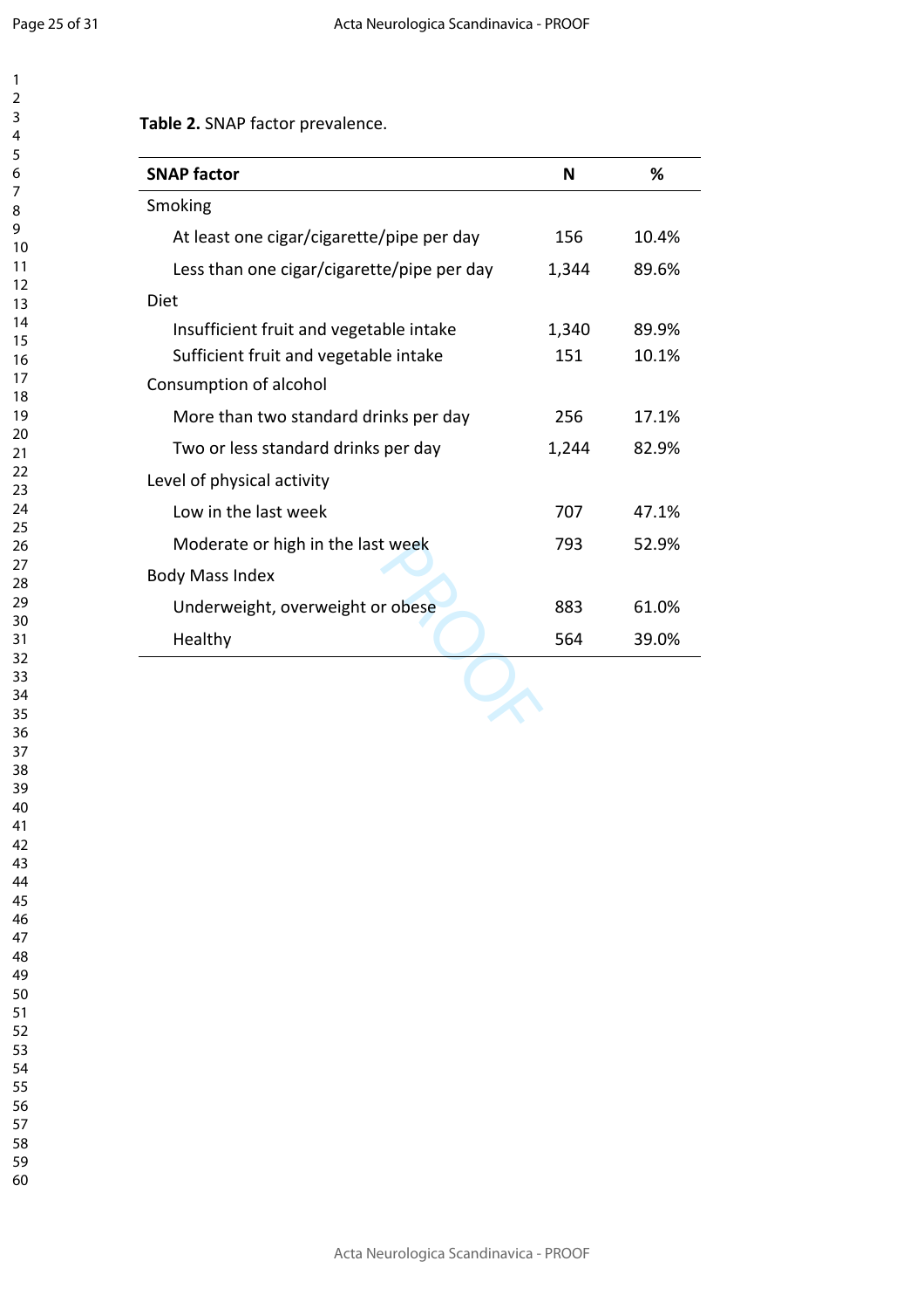**Table 2.** SNAP factor prevalence.

| SNAP factor | N | % |
|---|---|---|
| Smoking | | |
| At least one cigar/cigarette/pipe per day | 156 | 10.4% |
| Less than one cigar/cigarette/pipe per day | 1,344 | 89.6% |
| Diet | | |
| Insufficient fruit and vegetable intake | 1,340 | 89.9% |
| Sufficient fruit and vegetable intake | 151 | 10.1% |
| Consumption of alcohol | | |
| More than two standard drinks per day | 256 | 17.1% |
| Two or less standard drinks per day | 1,244 | 82.9% |
| Level of physical activity | | |
| Low in the last week | 707 | 47.1% |
| Moderate or high in the last week | 793 | 52.9% |
| Body Mass Index | | |
| Underweight, overweight or obese | 883 | 61.0% |
| Healthy | 564 | 39.0% |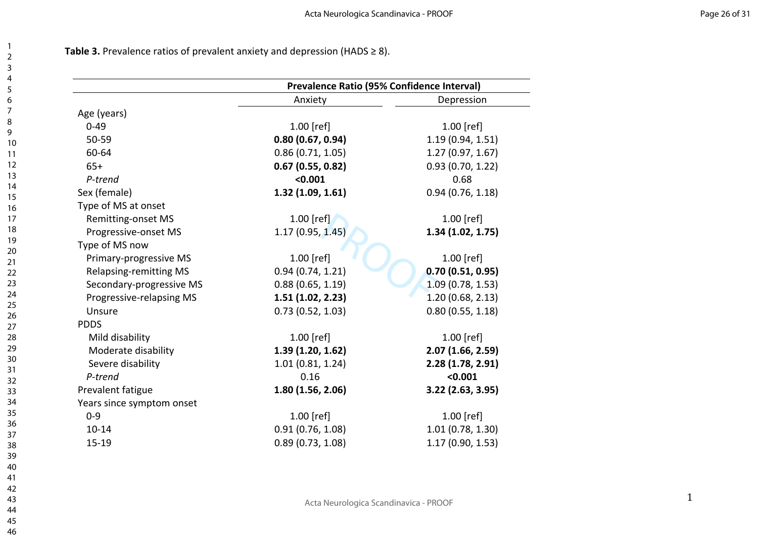**Table 3.** Prevalence ratios of prevalent anxiety and depression (HADS ≥ 8).

| | Prevalence Ratio (95% Confidence Interval) | |
|---|---|---|
| | Anxiety | Depression |
| Age (years) | | |
| 0-49 | 1.00 [ref] | 1.00 [ref] |
| 50-59 | **0.80 (0.67, 0.94)** | 1.19 (0.94, 1.51) |
| 60-64 | 0.86 (0.71, 1.05) | 1.27 (0.97, 1.67) |
| 65+ | **0.67 (0.55, 0.82)** | 0.93 (0.70, 1.22) |
| *P-trend* | **<0.001** | 0.68 |
| Sex (female) | **1.32 (1.09, 1.61)** | 0.94 (0.76, 1.18) |
| Type of MS at onset | | |
| Remitting-onset MS | 1.00 [ref] | 1.00 [ref] |
| Progressive-onset MS | 1.17 (0.95, 1.45) | **1.34 (1.02, 1.75)** |
| Type of MS now | | |
| Primary-progressive MS | 1.00 [ref] | 1.00 [ref] |
| Relapsing-remitting MS | 0.94 (0.74, 1.21) | **0.70 (0.51, 0.95)** |
| Secondary-progressive MS | 0.88 (0.65, 1.19) | 1.09 (0.78, 1.53) |
| Progressive-relapsing MS | **1.51 (1.02, 2.23)** | 1.20 (0.68, 2.13) |
| Unsure | 0.73 (0.52, 1.03) | 0.80 (0.55, 1.18) |
| PDDS | | |
| Mild disability | 1.00 [ref] | 1.00 [ref] |
| Moderate disability | **1.39 (1.20, 1.62)** | **2.07 (1.66, 2.59)** |
| Severe disability | 1.01 (0.81, 1.24) | **2.28 (1.78, 2.91)** |
| *P-trend* | 0.16 | **<0.001** |
| Prevalent fatigue | **1.80 (1.56, 2.06)** | **3.22 (2.63, 3.95)** |
| Years since symptom onset | | |
| 0-9 | 1.00 [ref] | 1.00 [ref] |
| 10-14 | 0.91 (0.76, 1.08) | 1.01 (0.78, 1.30) |
| 15-19 | 0.89 (0.73, 1.08) | 1.17 (0.90, 1.53) |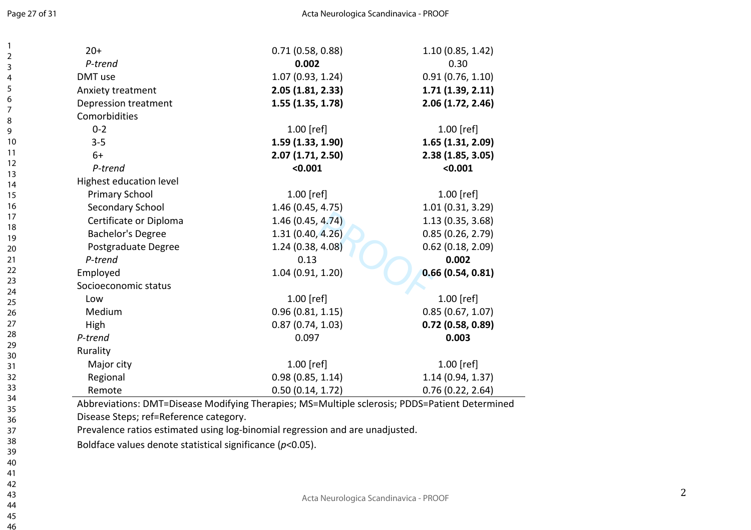| | | |
|---|---|---|
| 20+ | 0.71 (0.58, 0.88) | 1.10 (0.85, 1.42) |
| *P-trend* | **0.002** | 0.30 |
| DMT use | 1.07 (0.93, 1.24) | 0.91 (0.76, 1.10) |
| Anxiety treatment | **2.05 (1.81, 2.33)** | **1.71 (1.39, 2.11)** |
| Depression treatment | **1.55 (1.35, 1.78)** | **2.06 (1.72, 2.46)** |
| Comorbidities | | |
| 0-2 | 1.00 [ref] | 1.00 [ref] |
| 3-5 | **1.59 (1.33, 1.90)** | **1.65 (1.31, 2.09)** |
| 6+ | **2.07 (1.71, 2.50)** | **2.38 (1.85, 3.05)** |
| *P-trend* | **<0.001** | **<0.001** |
| Highest education level | | |
| Primary School | 1.00 [ref] | 1.00 [ref] |
| Secondary School | 1.46 (0.45, 4.75) | 1.01 (0.31, 3.29) |
| Certificate or Diploma | 1.46 (0.45, 4.74) | 1.13 (0.35, 3.68) |
| Bachelor's Degree | 1.31 (0.40, 4.26) | 0.85 (0.26, 2.79) |
| Postgraduate Degree | 1.24 (0.38, 4.08) | 0.62 (0.18, 2.09) |
| *P-trend* | 0.13 | **0.002** |
| Employed | 1.04 (0.91, 1.20) | **0.66 (0.54, 0.81)** |
| Socioeconomic status | | |
| Low | 1.00 [ref] | 1.00 [ref] |
| Medium | 0.96 (0.81, 1.15) | 0.85 (0.67, 1.07) |
| High | 0.87 (0.74, 1.03) | **0.72 (0.58, 0.89)** |
| *P-trend* | 0.097 | **0.003** |
| Rurality | | |
| Major city | 1.00 [ref] | 1.00 [ref] |
| Regional | 0.98 (0.85, 1.14) | 1.14 (0.94, 1.37) |
| Remote | 0.50 (0.14, 1.72) | 0.76 (0.22, 2.64) |

Abbreviations: DMT=Disease Modifying Therapies; MS=Multiple sclerosis; PDDS=Patient Determined Disease Steps; ref=Reference category.

Prevalence ratios estimated using log-binomial regression and are unadjusted.

Boldface values denote statistical significance ($p$<0.05).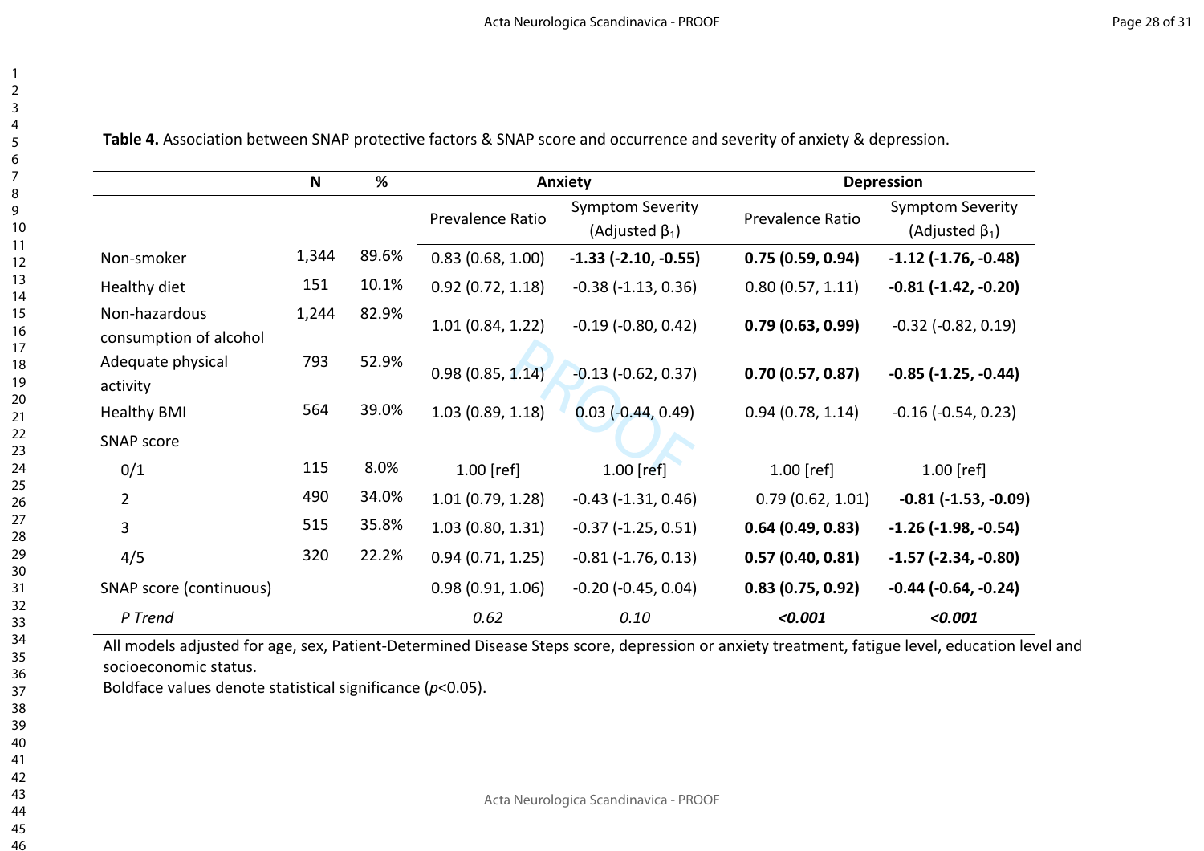**Table 4.** Association between SNAP protective factors & SNAP score and occurrence and severity of anxiety & depression.

| | N | % | Anxiety | | Depression | |
|---|---|---|---|---|---|---|
| | | | Prevalence Ratio | Symptom Severity (Adjusted $\beta_1$) | Prevalence Ratio | Symptom Severity (Adjusted $\beta_1$) |
| Non-smoker | 1,344 | 89.6% | 0.83 (0.68, 1.00) | **-1.33 (-2.10, -0.55)** | **0.75 (0.59, 0.94)** | **-1.12 (-1.76, -0.48)** |
| Healthy diet | 151 | 10.1% | 0.92 (0.72, 1.18) | -0.38 (-1.13, 0.36) | 0.80 (0.57, 1.11) | **-0.81 (-1.42, -0.20)** |
| Non-hazardous consumption of alcohol | 1,244 | 82.9% | 1.01 (0.84, 1.22) | -0.19 (-0.80, 0.42) | **0.79 (0.63, 0.99)** | -0.32 (-0.82, 0.19) |
| Adequate physical activity | 793 | 52.9% | 0.98 (0.85, 1.14) | -0.13 (-0.62, 0.37) | **0.70 (0.57, 0.87)** | **-0.85 (-1.25, -0.44)** |
| Healthy BMI | 564 | 39.0% | 1.03 (0.89, 1.18) | 0.03 (-0.44, 0.49) | 0.94 (0.78, 1.14) | -0.16 (-0.54, 0.23) |
| SNAP score | | | | | | |
| 0/1 | 115 | 8.0% | 1.00 [ref] | 1.00 [ref] | 1.00 [ref] | 1.00 [ref] |
| 2 | 490 | 34.0% | 1.01 (0.79, 1.28) | -0.43 (-1.31, 0.46) | 0.79 (0.62, 1.01) | **-0.81 (-1.53, -0.09)** |
| 3 | 515 | 35.8% | 1.03 (0.80, 1.31) | -0.37 (-1.25, 0.51) | **0.64 (0.49, 0.83)** | **-1.26 (-1.98, -0.54)** |
| 4/5 | 320 | 22.2% | 0.94 (0.71, 1.25) | -0.81 (-1.76, 0.13) | **0.57 (0.40, 0.81)** | **-1.57 (-2.34, -0.80)** |
| SNAP score (continuous) | | | 0.98 (0.91, 1.06) | -0.20 (-0.45, 0.04) | **0.83 (0.75, 0.92)** | **-0.44 (-0.64, -0.24)** |
| *P Trend* | | | *0.62* | *0.10* | ***<0.001*** | ***<0.001*** |

All models adjusted for age, sex, Patient-Determined Disease Steps score, depression or anxiety treatment, fatigue level, education level and socioeconomic status.

Boldface values denote statistical significance ($p<0.05$).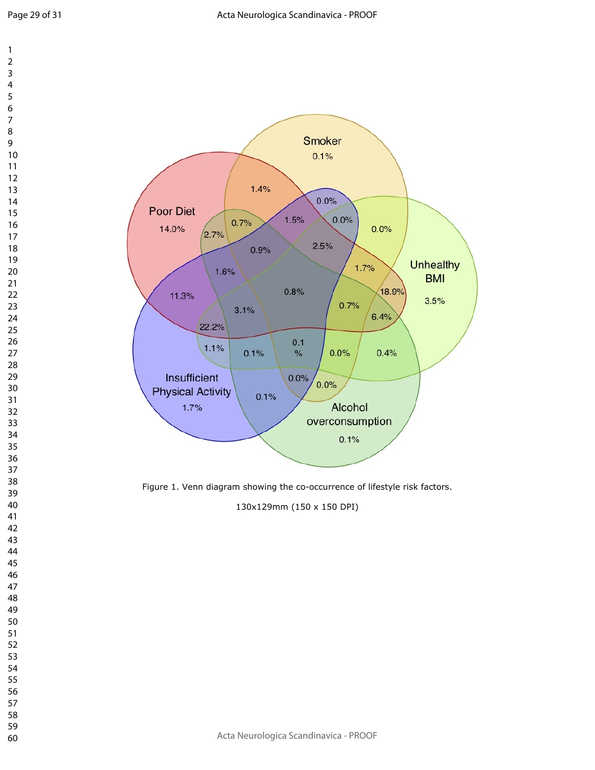Figure 1. Venn diagram showing the co-occurrence of lifestyle risk factors.

130x129mm (150 x 150 DPI)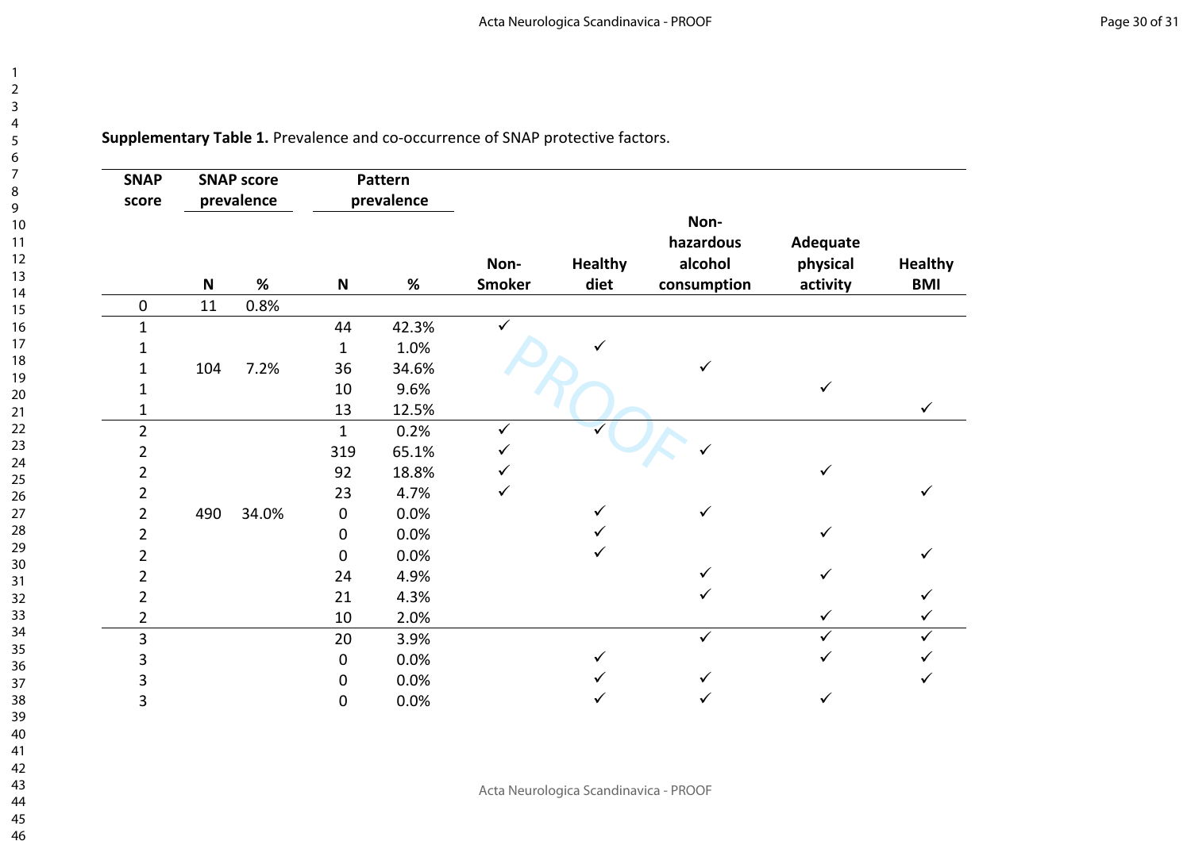**Supplementary Table 1.** Prevalence and co-occurrence of SNAP protective factors.

| SNAP score | SNAP score prevalence | | Pattern prevalence | | | | | | |
|---|---|---|---|---|---|---|---|---|---|
| | N | % | N | % | Non-Smoker | Healthy diet | Non-hazardous alcohol consumption | Adequate physical activity | Healthy BMI |
| 0 | 11 | 0.8% | | | | | | | |
| 1 | | | 44 | 42.3% | ✓ | | | | |
| 1 | | | 1 | 1.0% | | ✓ | | | |
| 1 | 104 | 7.2% | 36 | 34.6% | | | ✓ | | |
| 1 | | | 10 | 9.6% | | | | ✓ | |
| 1 | | | 13 | 12.5% | | | | | ✓ |
| 2 | | | 1 | 0.2% | ✓ | ✓ | | | |
| 2 | | | 319 | 65.1% | ✓ | | ✓ | | |
| 2 | | | 92 | 18.8% | ✓ | | | ✓ | |
| 2 | | | 23 | 4.7% | ✓ | | | | ✓ |
| 2 | 490 | 34.0% | 0 | 0.0% | | ✓ | ✓ | | |
| 2 | | | 0 | 0.0% | | ✓ | | ✓ | |
| 2 | | | 0 | 0.0% | | ✓ | | | ✓ |
| 2 | | | 24 | 4.9% | | | ✓ | ✓ | |
| 2 | | | 21 | 4.3% | | | ✓ | | ✓ |
| 2 | | | 10 | 2.0% | | | | ✓ | ✓ |
| 3 | | | 20 | 3.9% | | | ✓ | ✓ | ✓ |
| 3 | | | 0 | 0.0% | | ✓ | | ✓ | ✓ |
| 3 | | | 0 | 0.0% | | ✓ | ✓ | | ✓ |
| 3 | | | 0 | 0.0% | | ✓ | ✓ | ✓ | |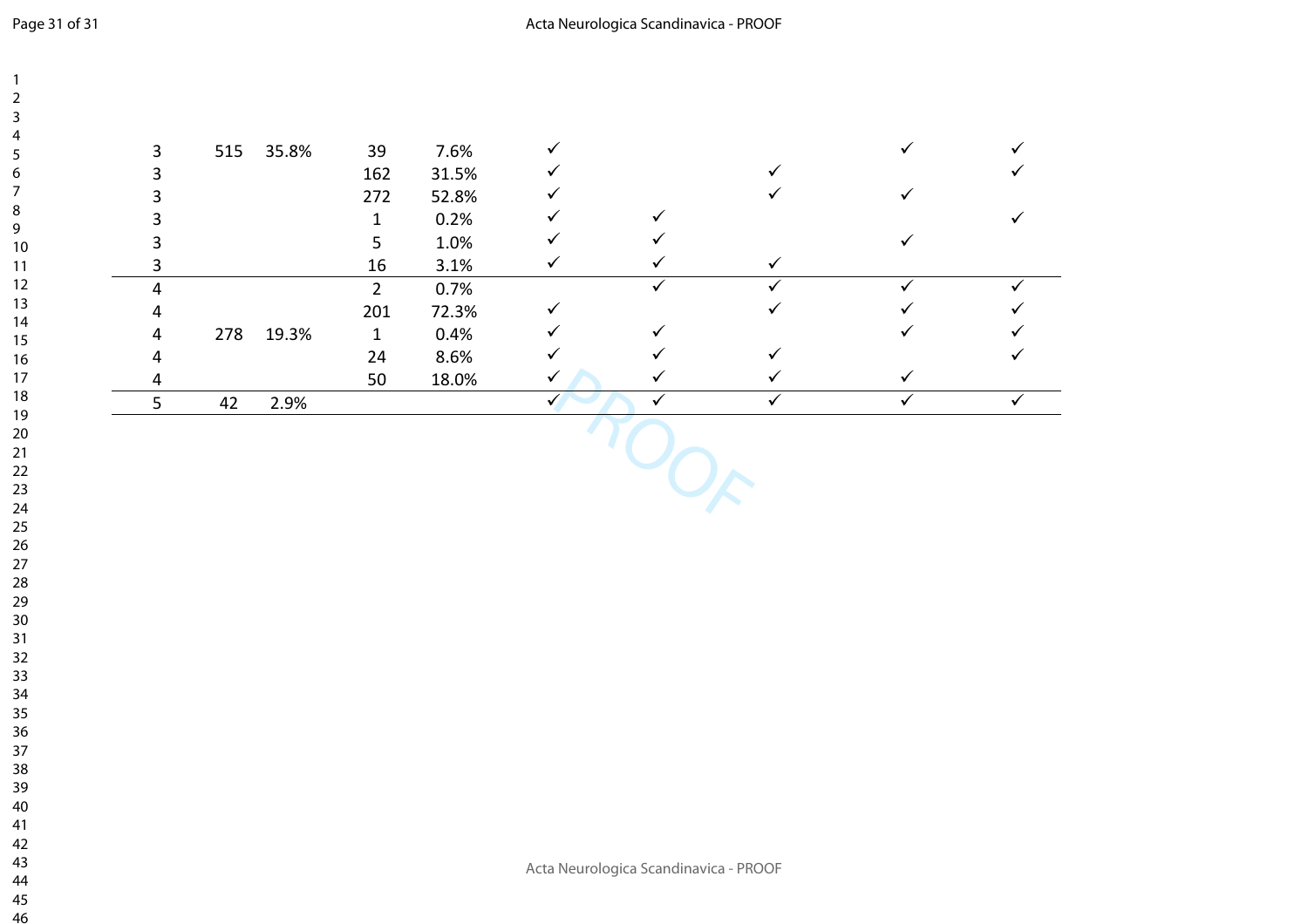| | | | | | | | | | |
|---|---|---|---|---|---|---|---|---|---|
| 3 | 515 | 35.8% | 39 | 7.6% | ✓ | | | ✓ | ✓ |
| 3 | | | 162 | 31.5% | ✓ | | ✓ | | ✓ |
| 3 | | | 272 | 52.8% | ✓ | | ✓ | ✓ | |
| 3 | | | 1 | 0.2% | ✓ | ✓ | | | ✓ |
| 3 | | | 5 | 1.0% | ✓ | ✓ | | ✓ | |
| 3 | | | 16 | 3.1% | ✓ | ✓ | ✓ | | |
| 4 | | | 2 | 0.7% | | ✓ | ✓ | ✓ | ✓ |
| 4 | | | 201 | 72.3% | ✓ | | ✓ | ✓ | ✓ |
| 4 | 278 | 19.3% | 1 | 0.4% | ✓ | ✓ | | ✓ | ✓ |
| 4 | | | 24 | 8.6% | ✓ | ✓ | ✓ | | ✓ |
| 4 | | | 50 | 18.0% | ✓ | ✓ | ✓ | ✓ | |
| 5 | 42 | 2.9% | | | ✓ | ✓ | ✓ | ✓ | ✓ |